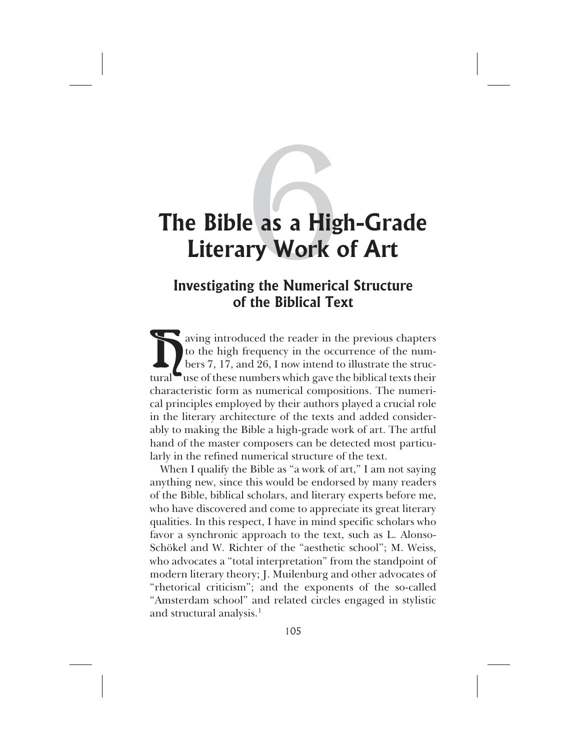# 6 The Bible as a High-Grade Literary Work of Art

## Investigating the Numerical Structure of the Biblical Text

Having introduced the reader in the previous chapters to the high frequency in the occurrence of the numbers 7, 17, and 26, I now intend to illustrate the structural use of these numbers which gave the biblical texts their characteristic form as numerical compositions. The numerical principles employed by their authors played a crucial role in the literary architecture of the texts and added considerably to making the Bible a high-grade work of art. The artful hand of the master composers can be detected most particularly in the refined numerical structure of the text.

When I qualify the Bible as "a work of art," I am not saying anything new, since this would be endorsed by many readers of the Bible, biblical scholars, and literary experts before me, who have discovered and come to appreciate its great literary qualities. In this respect, I have in mind specific scholars who favor a synchronic approach to the text, such as L. Alonso-Schökel and W. Richter of the "aesthetic school"; M. Weiss, who advocates a "total interpretation" from the standpoint of modern literary theory; J. Muilenburg and other advocates of "rhetorical criticism"; and the exponents of the so-called "Amsterdam school" and related circles engaged in stylistic and structural analysis.[1]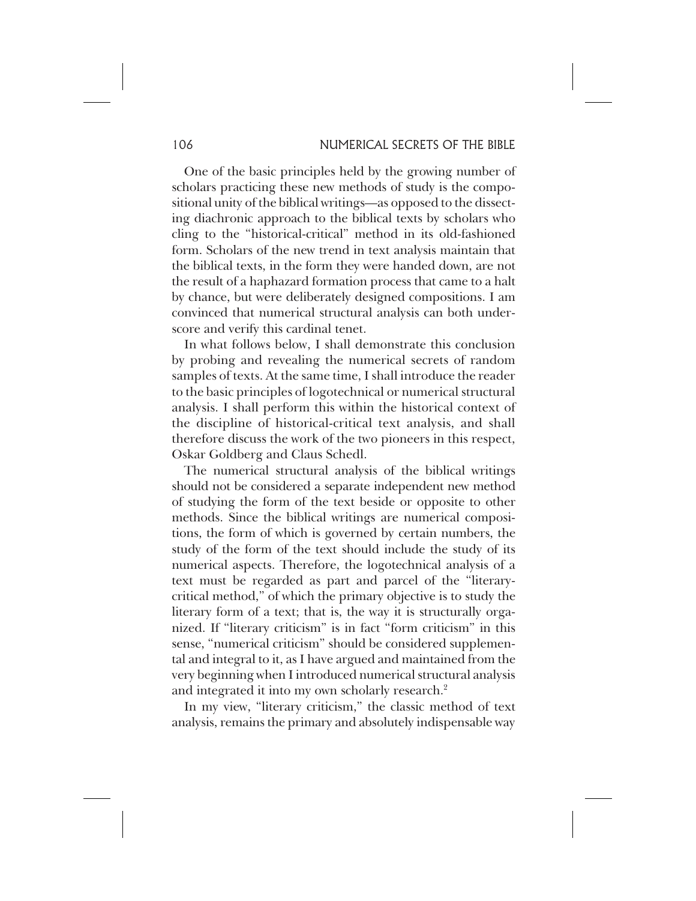One of the basic principles held by the growing number of scholars practicing these new methods of study is the compositional unity of the biblical writings—as opposed to the dissecting diachronic approach to the biblical texts by scholars who cling to the "historical-critical" method in its old-fashioned form. Scholars of the new trend in text analysis maintain that the biblical texts, in the form they were handed down, are not the result of a haphazard formation process that came to a halt by chance, but were deliberately designed compositions. I am convinced that numerical structural analysis can both underscore and verify this cardinal tenet.

In what follows below, I shall demonstrate this conclusion by probing and revealing the numerical secrets of random samples of texts. At the same time, I shall introduce the reader to the basic principles of logotechnical or numerical structural analysis. I shall perform this within the historical context of the discipline of historical-critical text analysis, and shall therefore discuss the work of the two pioneers in this respect, Oskar Goldberg and Claus Schedl.

The numerical structural analysis of the biblical writings should not be considered a separate independent new method of studying the form of the text beside or opposite to other methods. Since the biblical writings are numerical compositions, the form of which is governed by certain numbers, the study of the form of the text should include the study of its numerical aspects. Therefore, the logotechnical analysis of a text must be regarded as part and parcel of the "literary-critical method," of which the primary objective is to study the literary form of a text; that is, the way it is structurally organized. If "literary criticism" is in fact "form criticism" in this sense, "numerical criticism" should be considered supplemental and integral to it, as I have argued and maintained from the very beginning when I introduced numerical structural analysis and integrated it into my own scholarly research.[2]

In my view, "literary criticism," the classic method of text analysis, remains the primary and absolutely indispensable way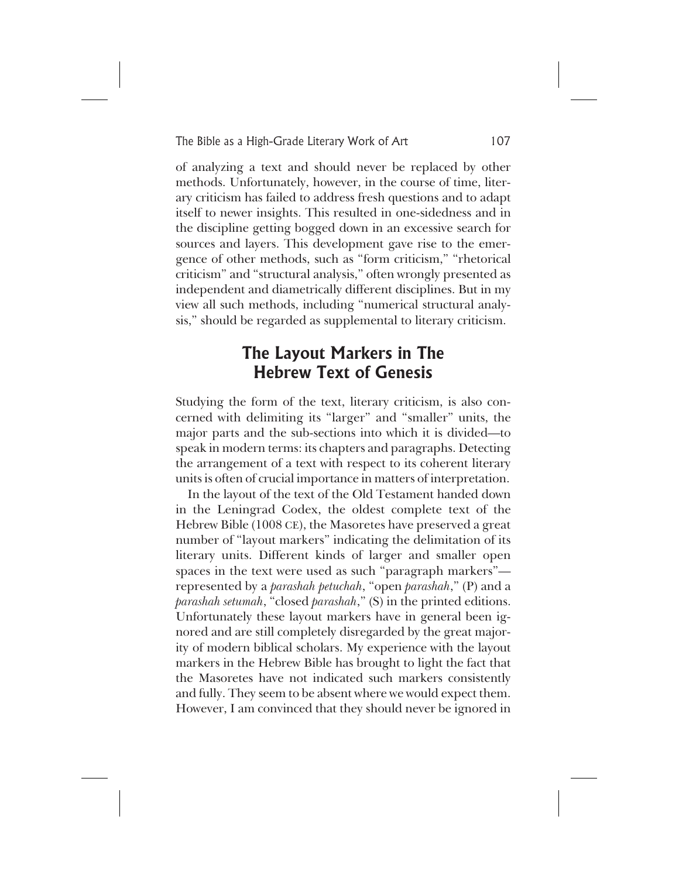of analyzing a text and should never be replaced by other methods. Unfortunately, however, in the course of time, literary criticism has failed to address fresh questions and to adapt itself to newer insights. This resulted in one-sidedness and in the discipline getting bogged down in an excessive search for sources and layers. This development gave rise to the emergence of other methods, such as "form criticism," "rhetorical criticism" and "structural analysis," often wrongly presented as independent and diametrically different disciplines. But in my view all such methods, including "numerical structural analysis," should be regarded as supplemental to literary criticism.

## The Layout Markers in The Hebrew Text of Genesis

Studying the form of the text, literary criticism, is also concerned with delimiting its "larger" and "smaller" units, the major parts and the sub-sections into which it is divided—to speak in modern terms: its chapters and paragraphs. Detecting the arrangement of a text with respect to its coherent literary units is often of crucial importance in matters of interpretation.

In the layout of the text of the Old Testament handed down in the Leningrad Codex, the oldest complete text of the Hebrew Bible (1008 CE), the Masoretes have preserved a great number of "layout markers" indicating the delimitation of its literary units. Different kinds of larger and smaller open spaces in the text were used as such "paragraph markers"—represented by a *parashah petuchah*, "open *parashah*," (P) and a *parashah setumah*, "closed *parashah*," (S) in the printed editions. Unfortunately these layout markers have in general been ignored and are still completely disregarded by the great majority of modern biblical scholars. My experience with the layout markers in the Hebrew Bible has brought to light the fact that the Masoretes have not indicated such markers consistently and fully. They seem to be absent where we would expect them. However, I am convinced that they should never be ignored in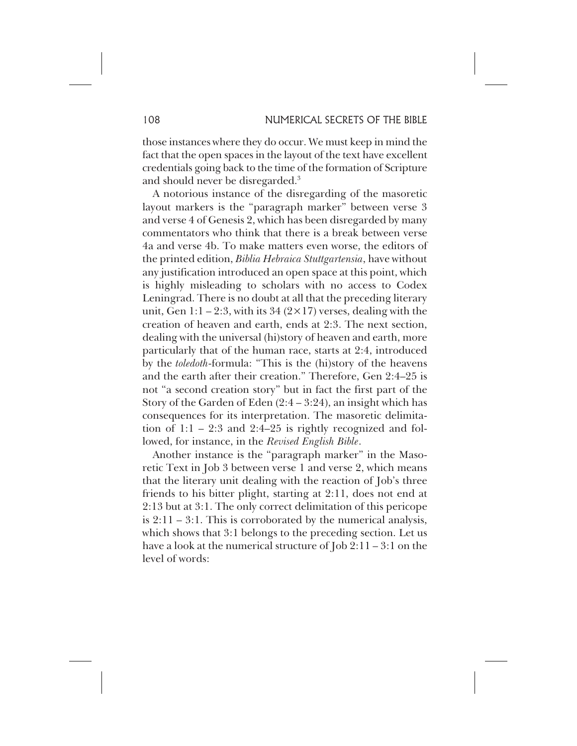those instances where they do occur. We must keep in mind the fact that the open spaces in the layout of the text have excellent credentials going back to the time of the formation of Scripture and should never be disregarded.[3]

A notorious instance of the disregarding of the masoretic layout markers is the "paragraph marker" between verse 3 and verse 4 of Genesis 2, which has been disregarded by many commentators who think that there is a break between verse 4a and verse 4b. To make matters even worse, the editors of the printed edition, *Biblia Hebraica Stuttgartensia*, have without any justification introduced an open space at this point, which is highly misleading to scholars with no access to Codex Leningrad. There is no doubt at all that the preceding literary unit, Gen 1:1 – 2:3, with its 34 ($2 \times 17$) verses, dealing with the creation of heaven and earth, ends at 2:3. The next section, dealing with the universal (hi)story of heaven and earth, more particularly that of the human race, starts at 2:4, introduced by the *toledoth*-formula: "This is the (hi)story of the heavens and the earth after their creation." Therefore, Gen 2:4–25 is not "a second creation story" but in fact the first part of the Story of the Garden of Eden (2:4 – 3:24), an insight which has consequences for its interpretation. The masoretic delimitation of 1:1 – 2:3 and 2:4–25 is rightly recognized and followed, for instance, in the *Revised English Bible*.

Another instance is the "paragraph marker" in the Masoretic Text in Job 3 between verse 1 and verse 2, which means that the literary unit dealing with the reaction of Job's three friends to his bitter plight, starting at 2:11, does not end at 2:13 but at 3:1. The only correct delimitation of this pericope is 2:11 – 3:1. This is corroborated by the numerical analysis, which shows that 3:1 belongs to the preceding section. Let us have a look at the numerical structure of Job 2:11 – 3:1 on the level of words: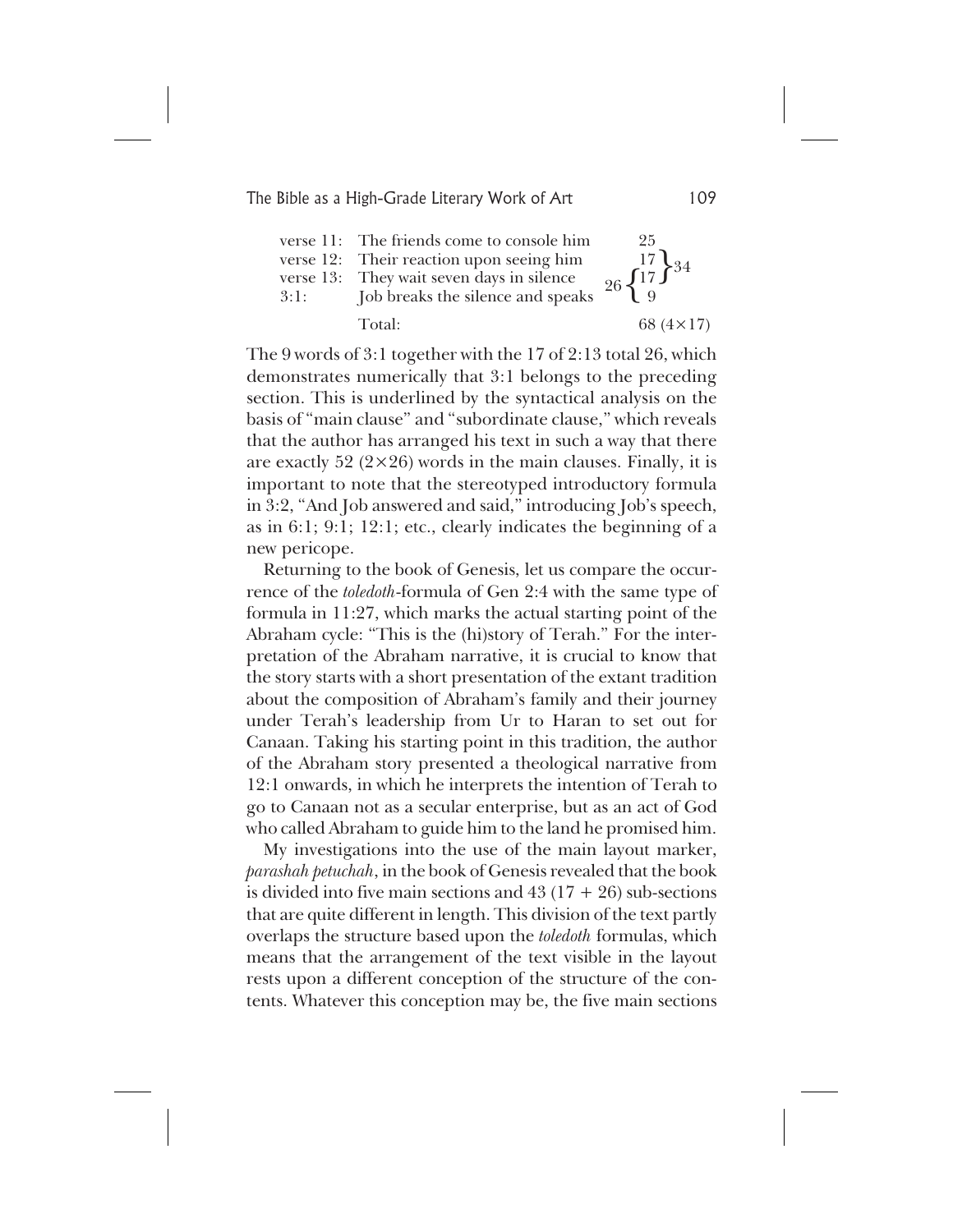| | | |
|---|---|---|
| verse 11: | The friends come to console him | 25 |
| verse 12: | Their reaction upon seeing him | 17 } 34 |
| verse 13: | They wait seven days in silence | 26 { 17 } |
| 3:1: | Job breaks the silence and speaks | 9 |
| | Total: | 68 (4×17) |

The 9 words of 3:1 together with the 17 of 2:13 total 26, which demonstrates numerically that 3:1 belongs to the preceding section. This is underlined by the syntactical analysis on the basis of "main clause" and "subordinate clause," which reveals that the author has arranged his text in such a way that there are exactly 52 (2×26) words in the main clauses. Finally, it is important to note that the stereotyped introductory formula in 3:2, "And Job answered and said," introducing Job's speech, as in 6:1; 9:1; 12:1; etc., clearly indicates the beginning of a new pericope.

Returning to the book of Genesis, let us compare the occurrence of the *toledoth*-formula of Gen 2:4 with the same type of formula in 11:27, which marks the actual starting point of the Abraham cycle: "This is the (hi)story of Terah." For the interpretation of the Abraham narrative, it is crucial to know that the story starts with a short presentation of the extant tradition about the composition of Abraham's family and their journey under Terah's leadership from Ur to Haran to set out for Canaan. Taking his starting point in this tradition, the author of the Abraham story presented a theological narrative from 12:1 onwards, in which he interprets the intention of Terah to go to Canaan not as a secular enterprise, but as an act of God who called Abraham to guide him to the land he promised him.

My investigations into the use of the main layout marker, *parashah petuchah*, in the book of Genesis revealed that the book is divided into five main sections and 43 (17 + 26) sub-sections that are quite different in length. This division of the text partly overlaps the structure based upon the *toledoth* formulas, which means that the arrangement of the text visible in the layout rests upon a different conception of the structure of the contents. Whatever this conception may be, the five main sections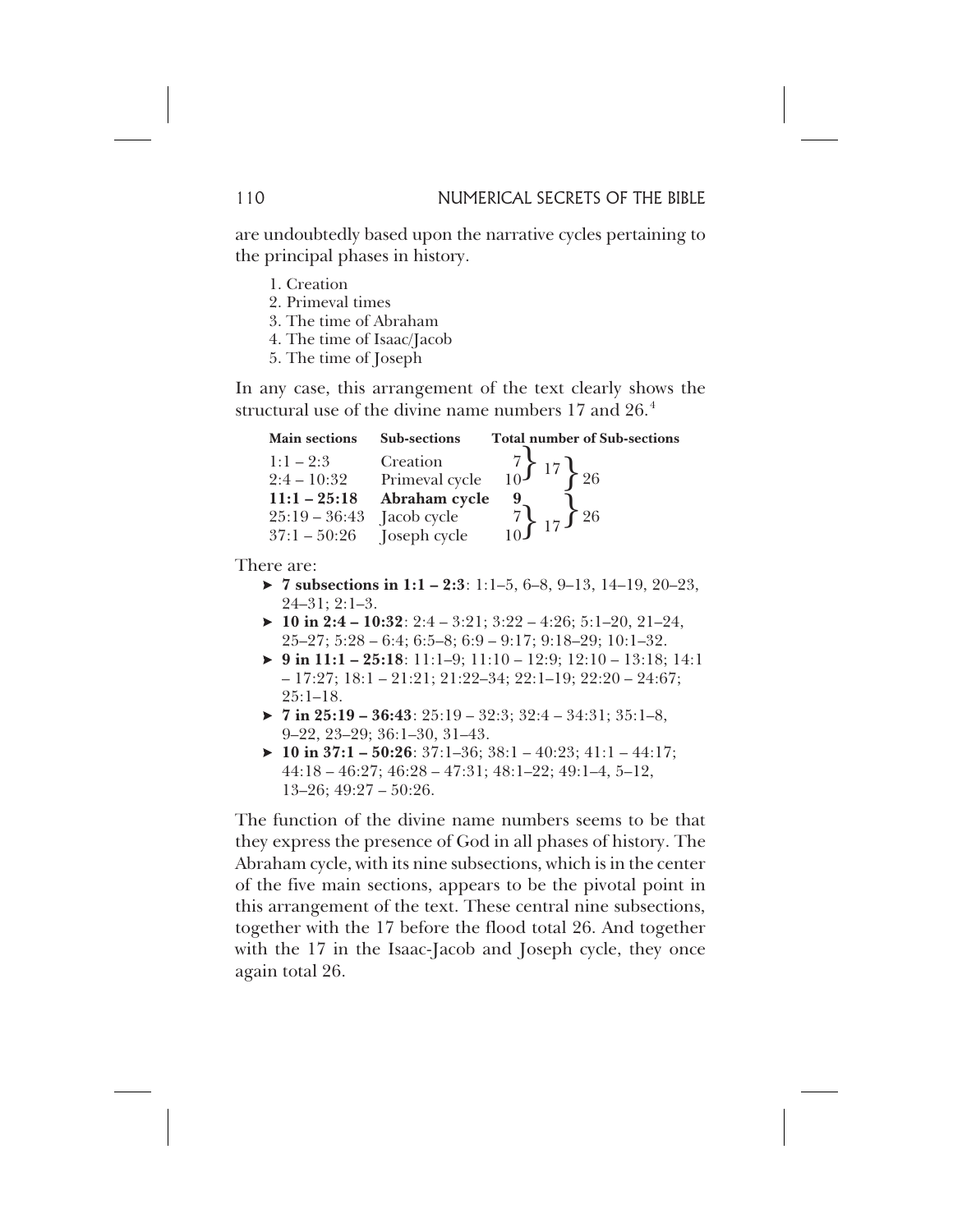are undoubtedly based upon the narrative cycles pertaining to the principal phases in history.

1. Creation
2. Primeval times
3. The time of Abraham
4. The time of Isaac/Jacob
5. The time of Joseph

In any case, this arrangement of the text clearly shows the structural use of the divine name numbers 17 and 26.[4]

| Main sections | Sub-sections | Total number of Sub-sections | | |
|---|---|---|---|---|
| 1:1 – 2:3 | Creation | 7 | 17 | 26 |
| 2:4 – 10:32 | Primeval cycle | 10 | | |
| **11:1 – 25:18** | **Abraham cycle** | **9** | | |
| 25:19 – 36:43 | Jacob cycle | 7 | 17 | 26 |
| 37:1 – 50:26 | Joseph cycle | 10 | | |

There are:

- **7 subsections in 1:1 – 2:3**: 1:1–5, 6–8, 9–13, 14–19, 20–23, 24–31; 2:1–3.
- **10 in 2:4 – 10:32**: 2:4 – 3:21; 3:22 – 4:26; 5:1–20, 21–24, 25–27; 5:28 – 6:4; 6:5–8; 6:9 – 9:17; 9:18–29; 10:1–32.
- **9 in 11:1 – 25:18**: 11:1–9; 11:10 – 12:9; 12:10 – 13:18; 14:1 – 17:27; 18:1 – 21:21; 21:22–34; 22:1–19; 22:20 – 24:67; 25:1–18.
- **7 in 25:19 – 36:43**: 25:19 – 32:3; 32:4 – 34:31; 35:1–8, 9–22, 23–29; 36:1–30, 31–43.
- **10 in 37:1 – 50:26**: 37:1–36; 38:1 – 40:23; 41:1 – 44:17; 44:18 – 46:27; 46:28 – 47:31; 48:1–22; 49:1–4, 5–12, 13–26; 49:27 – 50:26.

The function of the divine name numbers seems to be that they express the presence of God in all phases of history. The Abraham cycle, with its nine subsections, which is in the center of the five main sections, appears to be the pivotal point in this arrangement of the text. These central nine subsections, together with the 17 before the flood total 26. And together with the 17 in the Isaac-Jacob and Joseph cycle, they once again total 26.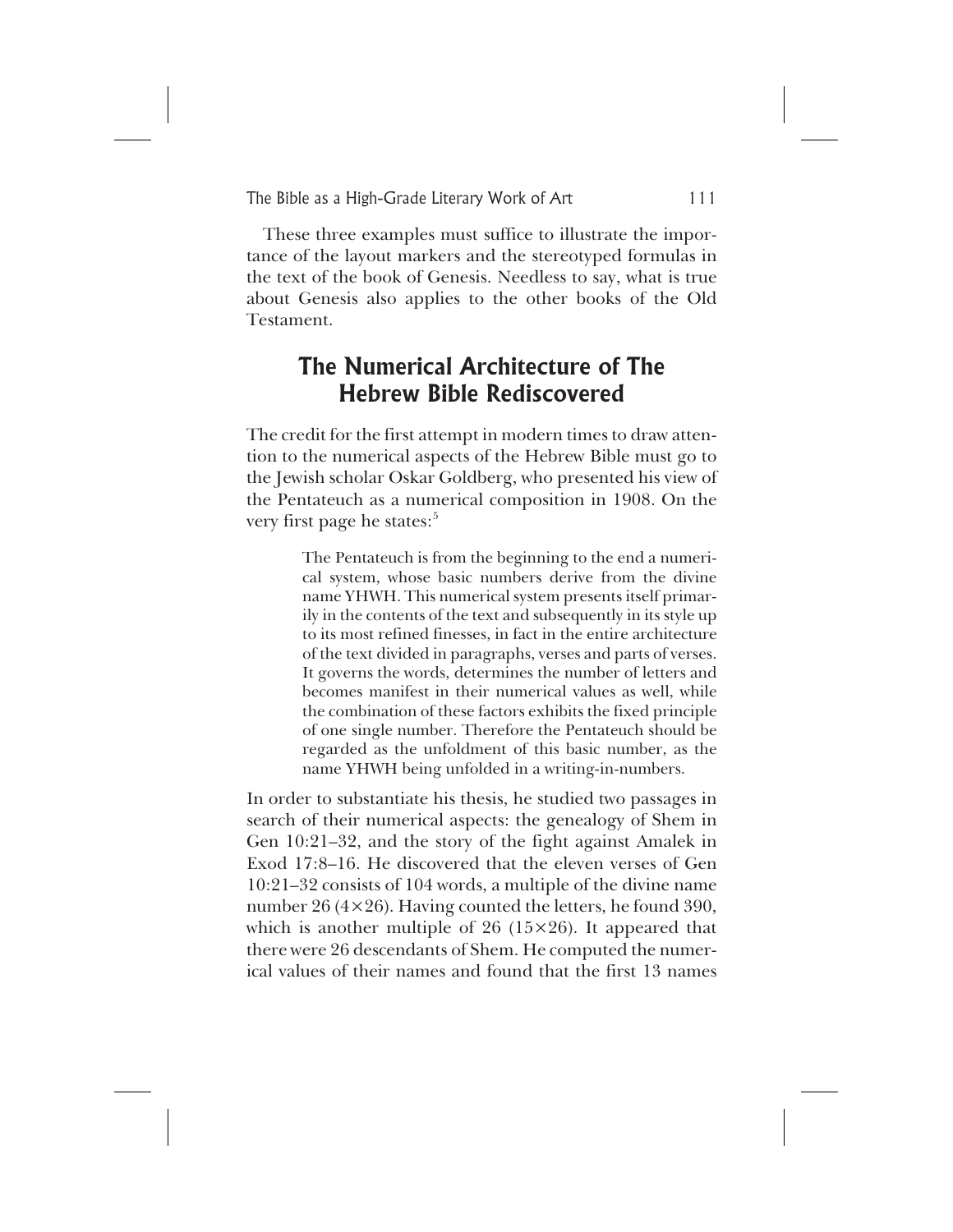These three examples must suffice to illustrate the importance of the layout markers and the stereotyped formulas in the text of the book of Genesis. Needless to say, what is true about Genesis also applies to the other books of the Old Testament.

## The Numerical Architecture of The Hebrew Bible Rediscovered

The credit for the first attempt in modern times to draw attention to the numerical aspects of the Hebrew Bible must go to the Jewish scholar Oskar Goldberg, who presented his view of the Pentateuch as a numerical composition in 1908. On the very first page he states:[5]

> The Pentateuch is from the beginning to the end a numerical system, whose basic numbers derive from the divine name YHWH. This numerical system presents itself primarily in the contents of the text and subsequently in its style up to its most refined finesses, in fact in the entire architecture of the text divided in paragraphs, verses and parts of verses. It governs the words, determines the number of letters and becomes manifest in their numerical values as well, while the combination of these factors exhibits the fixed principle of one single number. Therefore the Pentateuch should be regarded as the unfoldment of this basic number, as the name YHWH being unfolded in a writing-in-numbers.

In order to substantiate his thesis, he studied two passages in search of their numerical aspects: the genealogy of Shem in Gen 10:21–32, and the story of the fight against Amalek in Exod 17:8–16. He discovered that the eleven verses of Gen 10:21–32 consists of 104 words, a multiple of the divine name number 26 ($4 \times 26$). Having counted the letters, he found 390, which is another multiple of 26 ($15 \times 26$). It appeared that there were 26 descendants of Shem. He computed the numerical values of their names and found that the first 13 names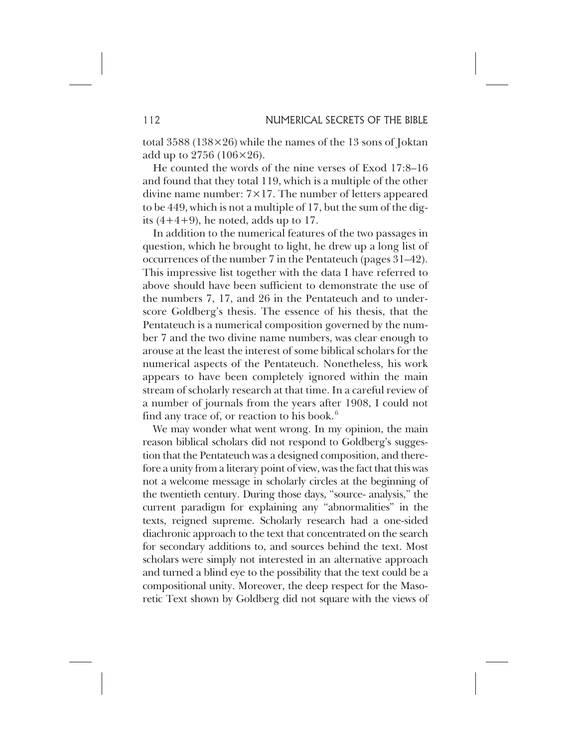total 3588 (138×26) while the names of the 13 sons of Joktan add up to 2756 (106×26).

He counted the words of the nine verses of Exod 17:8–16 and found that they total 119, which is a multiple of the other divine name number: 7×17. The number of letters appeared to be 449, which is not a multiple of 17, but the sum of the digits (4+4+9), he noted, adds up to 17.

In addition to the numerical features of the two passages in question, which he brought to light, he drew up a long list of occurrences of the number 7 in the Pentateuch (pages 31–42). This impressive list together with the data I have referred to above should have been sufficient to demonstrate the use of the numbers 7, 17, and 26 in the Pentateuch and to underscore Goldberg's thesis. The essence of his thesis, that the Pentateuch is a numerical composition governed by the number 7 and the two divine name numbers, was clear enough to arouse at the least the interest of some biblical scholars for the numerical aspects of the Pentateuch. Nonetheless, his work appears to have been completely ignored within the main stream of scholarly research at that time. In a careful review of a number of journals from the years after 1908, I could not find any trace of, or reaction to his book.[6]

We may wonder what went wrong. In my opinion, the main reason biblical scholars did not respond to Goldberg's suggestion that the Pentateuch was a designed composition, and therefore a unity from a literary point of view, was the fact that this was not a welcome message in scholarly circles at the beginning of the twentieth century. During those days, "source- analysis," the current paradigm for explaining any "abnormalities" in the texts, reigned supreme. Scholarly research had a one-sided diachronic approach to the text that concentrated on the search for secondary additions to, and sources behind the text. Most scholars were simply not interested in an alternative approach and turned a blind eye to the possibility that the text could be a compositional unity. Moreover, the deep respect for the Masoretic Text shown by Goldberg did not square with the views of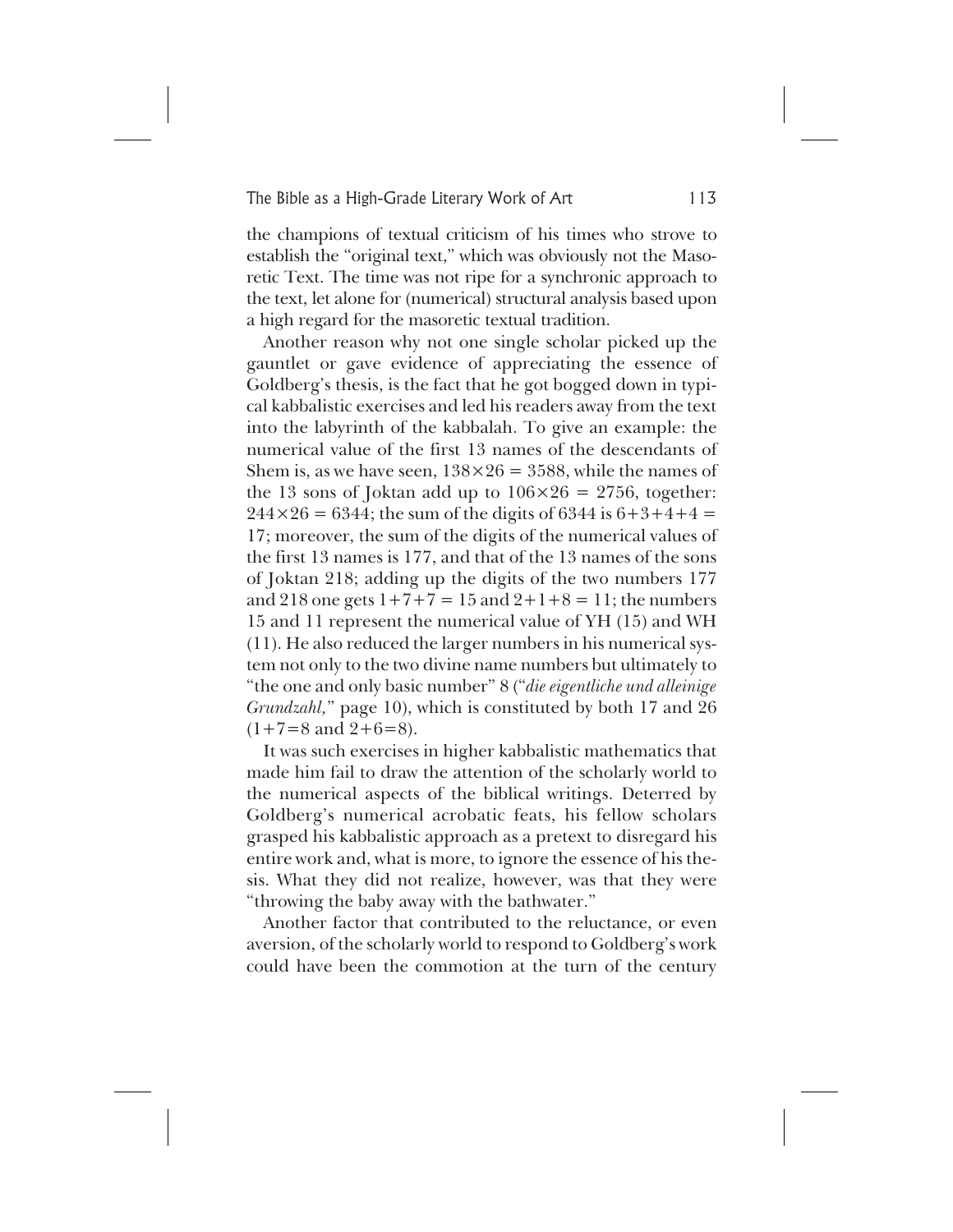the champions of textual criticism of his times who strove to establish the "original text," which was obviously not the Masoretic Text. The time was not ripe for a synchronic approach to the text, let alone for (numerical) structural analysis based upon a high regard for the masoretic textual tradition.

Another reason why not one single scholar picked up the gauntlet or gave evidence of appreciating the essence of Goldberg's thesis, is the fact that he got bogged down in typical kabbalistic exercises and led his readers away from the text into the labyrinth of the kabbalah. To give an example: the numerical value of the first 13 names of the descendants of Shem is, as we have seen, $138 \times 26 = 3588$, while the names of the 13 sons of Joktan add up to $106 \times 26 = 2756$, together: $244 \times 26 = 6344$; the sum of the digits of 6344 is $6+3+4+4 = 17$; moreover, the sum of the digits of the numerical values of the first 13 names is 177, and that of the 13 names of the sons of Joktan 218; adding up the digits of the two numbers 177 and 218 one gets $1+7+7 = 15$ and $2+1+8 = 11$; the numbers 15 and 11 represent the numerical value of YH (15) and WH (11). He also reduced the larger numbers in his numerical system not only to the two divine name numbers but ultimately to "the one and only basic number" 8 ("*die eigentliche und alleinige Grundzahl,*" page 10), which is constituted by both 17 and 26 ($1+7=8$ and $2+6=8$).

It was such exercises in higher kabbalistic mathematics that made him fail to draw the attention of the scholarly world to the numerical aspects of the biblical writings. Deterred by Goldberg's numerical acrobatic feats, his fellow scholars grasped his kabbalistic approach as a pretext to disregard his entire work and, what is more, to ignore the essence of his thesis. What they did not realize, however, was that they were "throwing the baby away with the bathwater."

Another factor that contributed to the reluctance, or even aversion, of the scholarly world to respond to Goldberg's work could have been the commotion at the turn of the century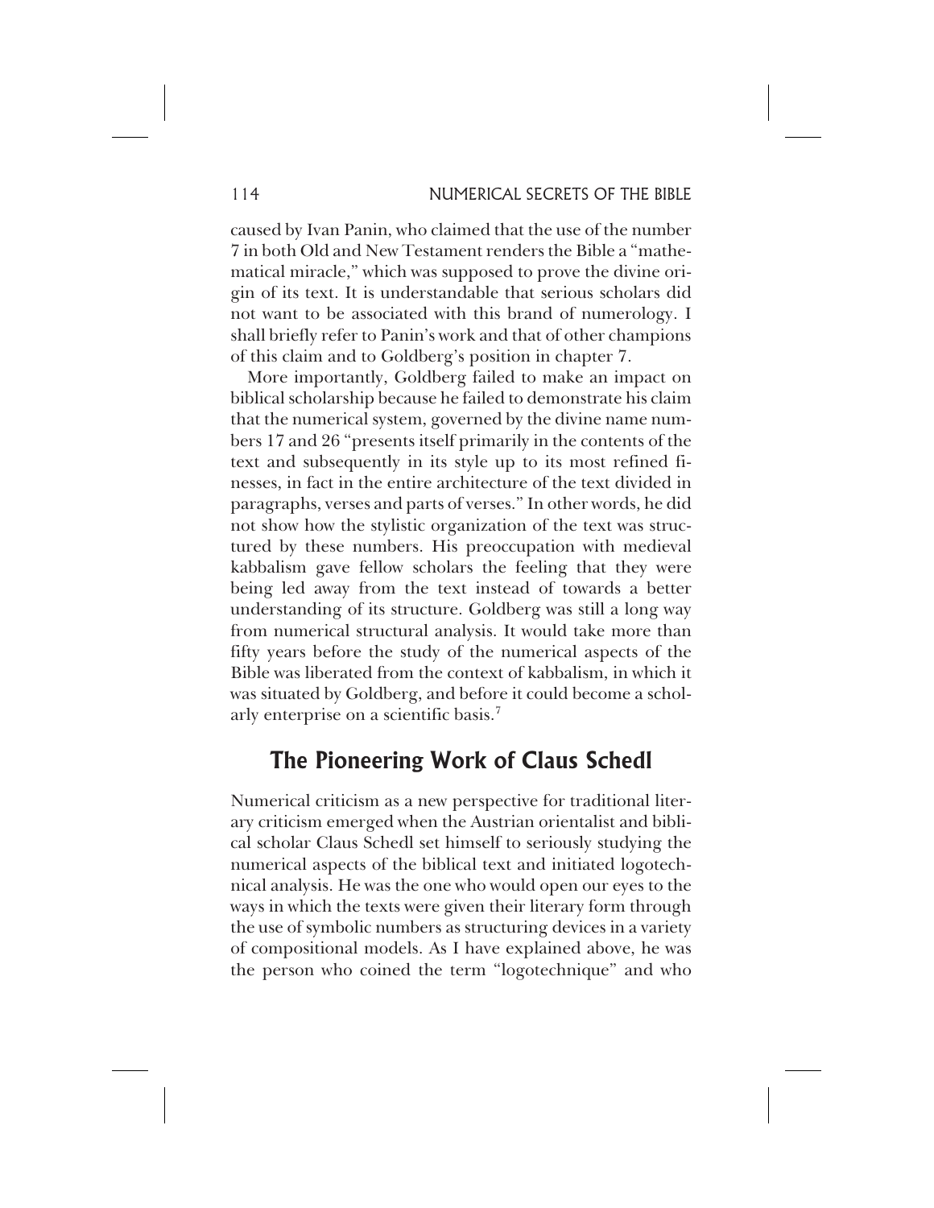caused by Ivan Panin, who claimed that the use of the number 7 in both Old and New Testament renders the Bible a "mathematical miracle," which was supposed to prove the divine origin of its text. It is understandable that serious scholars did not want to be associated with this brand of numerology. I shall briefly refer to Panin's work and that of other champions of this claim and to Goldberg's position in chapter 7.

More importantly, Goldberg failed to make an impact on biblical scholarship because he failed to demonstrate his claim that the numerical system, governed by the divine name numbers 17 and 26 "presents itself primarily in the contents of the text and subsequently in its style up to its most refined finesses, in fact in the entire architecture of the text divided in paragraphs, verses and parts of verses." In other words, he did not show how the stylistic organization of the text was structured by these numbers. His preoccupation with medieval kabbalism gave fellow scholars the feeling that they were being led away from the text instead of towards a better understanding of its structure. Goldberg was still a long way from numerical structural analysis. It would take more than fifty years before the study of the numerical aspects of the Bible was liberated from the context of kabbalism, in which it was situated by Goldberg, and before it could become a scholarly enterprise on a scientific basis.[7]

## The Pioneering Work of Claus Schedl

Numerical criticism as a new perspective for traditional literary criticism emerged when the Austrian orientalist and biblical scholar Claus Schedl set himself to seriously studying the numerical aspects of the biblical text and initiated logotechnical analysis. He was the one who would open our eyes to the ways in which the texts were given their literary form through the use of symbolic numbers as structuring devices in a variety of compositional models. As I have explained above, he was the person who coined the term "logotechnique" and who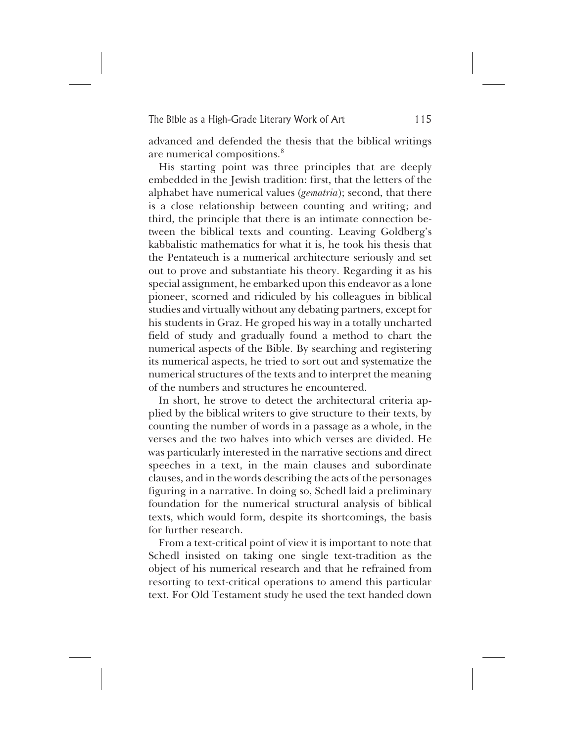advanced and defended the thesis that the biblical writings are numerical compositions.[8]

His starting point was three principles that are deeply embedded in the Jewish tradition: first, that the letters of the alphabet have numerical values (*gematria*); second, that there is a close relationship between counting and writing; and third, the principle that there is an intimate connection between the biblical texts and counting. Leaving Goldberg's kabbalistic mathematics for what it is, he took his thesis that the Pentateuch is a numerical architecture seriously and set out to prove and substantiate his theory. Regarding it as his special assignment, he embarked upon this endeavor as a lone pioneer, scorned and ridiculed by his colleagues in biblical studies and virtually without any debating partners, except for his students in Graz. He groped his way in a totally uncharted field of study and gradually found a method to chart the numerical aspects of the Bible. By searching and registering its numerical aspects, he tried to sort out and systematize the numerical structures of the texts and to interpret the meaning of the numbers and structures he encountered.

In short, he strove to detect the architectural criteria applied by the biblical writers to give structure to their texts, by counting the number of words in a passage as a whole, in the verses and the two halves into which verses are divided. He was particularly interested in the narrative sections and direct speeches in a text, in the main clauses and subordinate clauses, and in the words describing the acts of the personages figuring in a narrative. In doing so, Schedl laid a preliminary foundation for the numerical structural analysis of biblical texts, which would form, despite its shortcomings, the basis for further research.

From a text-critical point of view it is important to note that Schedl insisted on taking one single text-tradition as the object of his numerical research and that he refrained from resorting to text-critical operations to amend this particular text. For Old Testament study he used the text handed down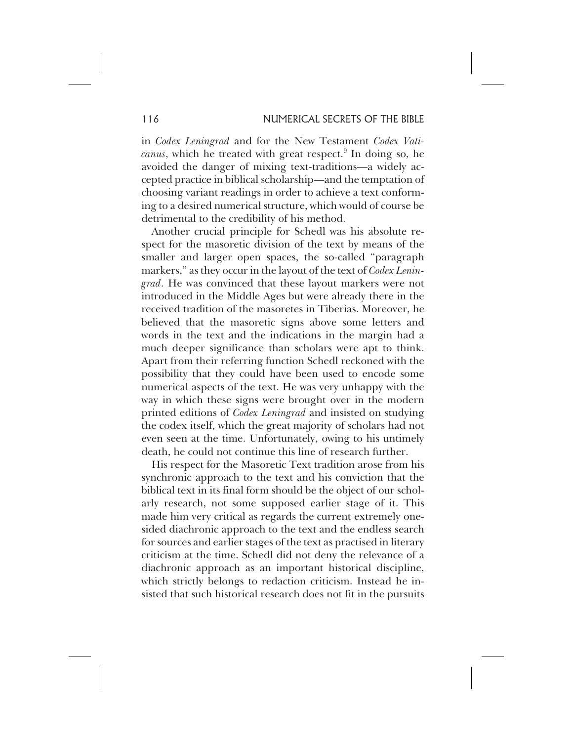in *Codex Leningrad* and for the New Testament *Codex Vaticanus*, which he treated with great respect.[9] In doing so, he avoided the danger of mixing text-traditions—a widely accepted practice in biblical scholarship—and the temptation of choosing variant readings in order to achieve a text conforming to a desired numerical structure, which would of course be detrimental to the credibility of his method.

Another crucial principle for Schedl was his absolute respect for the masoretic division of the text by means of the smaller and larger open spaces, the so-called "paragraph markers," as they occur in the layout of the text of *Codex Leningrad*. He was convinced that these layout markers were not introduced in the Middle Ages but were already there in the received tradition of the masoretes in Tiberias. Moreover, he believed that the masoretic signs above some letters and words in the text and the indications in the margin had a much deeper significance than scholars were apt to think. Apart from their referring function Schedl reckoned with the possibility that they could have been used to encode some numerical aspects of the text. He was very unhappy with the way in which these signs were brought over in the modern printed editions of *Codex Leningrad* and insisted on studying the codex itself, which the great majority of scholars had not even seen at the time. Unfortunately, owing to his untimely death, he could not continue this line of research further.

His respect for the Masoretic Text tradition arose from his synchronic approach to the text and his conviction that the biblical text in its final form should be the object of our scholarly research, not some supposed earlier stage of it. This made him very critical as regards the current extremely one-sided diachronic approach to the text and the endless search for sources and earlier stages of the text as practised in literary criticism at the time. Schedl did not deny the relevance of a diachronic approach as an important historical discipline, which strictly belongs to redaction criticism. Instead he insisted that such historical research does not fit in the pursuits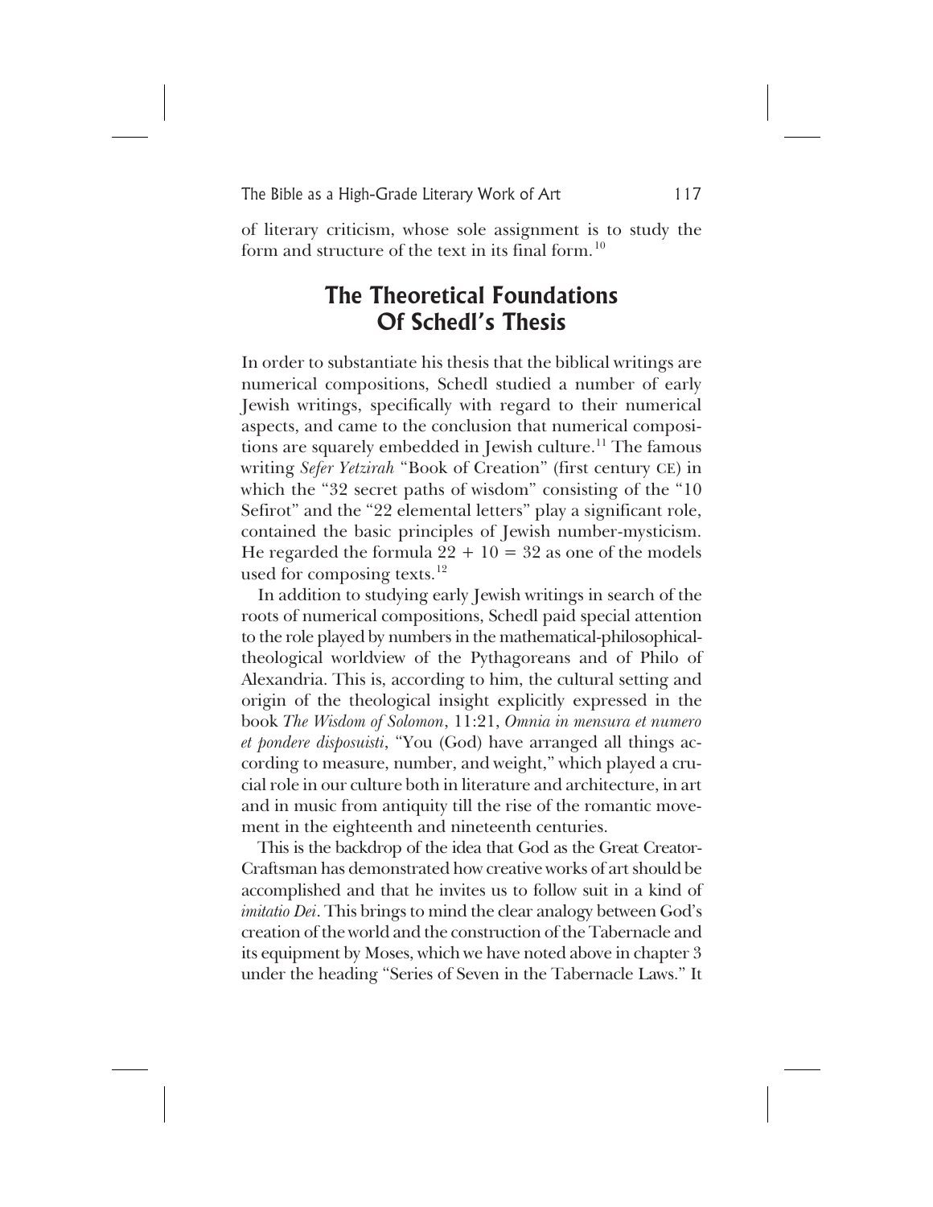of literary criticism, whose sole assignment is to study the form and structure of the text in its final form.[10]

## The Theoretical Foundations Of Schedl's Thesis

In order to substantiate his thesis that the biblical writings are numerical compositions, Schedl studied a number of early Jewish writings, specifically with regard to their numerical aspects, and came to the conclusion that numerical compositions are squarely embedded in Jewish culture.[11] The famous writing *Sefer Yetzirah* "Book of Creation" (first century CE) in which the "32 secret paths of wisdom" consisting of the "10 Sefirot" and the "22 elemental letters" play a significant role, contained the basic principles of Jewish number-mysticism. He regarded the formula 22 + 10 = 32 as one of the models used for composing texts.[12]

In addition to studying early Jewish writings in search of the roots of numerical compositions, Schedl paid special attention to the role played by numbers in the mathematical-philosophical-theological worldview of the Pythagoreans and of Philo of Alexandria. This is, according to him, the cultural setting and origin of the theological insight explicitly expressed in the book *The Wisdom of Solomon*, 11:21, *Omnia in mensura et numero et pondere disposuisti*, "You (God) have arranged all things according to measure, number, and weight," which played a crucial role in our culture both in literature and architecture, in art and in music from antiquity till the rise of the romantic movement in the eighteenth and nineteenth centuries.

This is the backdrop of the idea that God as the Great Creator-Craftsman has demonstrated how creative works of art should be accomplished and that he invites us to follow suit in a kind of *imitatio Dei*. This brings to mind the clear analogy between God's creation of the world and the construction of the Tabernacle and its equipment by Moses, which we have noted above in chapter 3 under the heading "Series of Seven in the Tabernacle Laws." It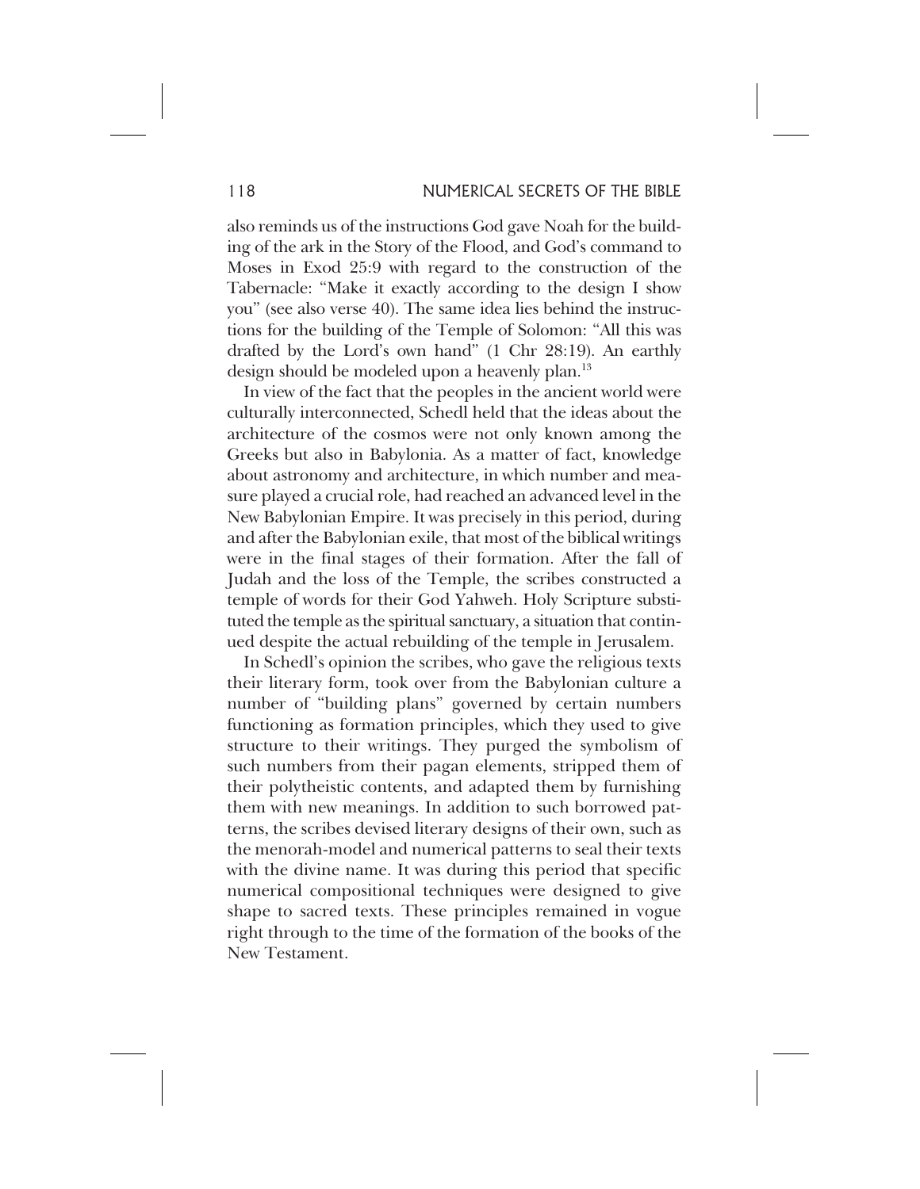also reminds us of the instructions God gave Noah for the building of the ark in the Story of the Flood, and God's command to Moses in Exod 25:9 with regard to the construction of the Tabernacle: "Make it exactly according to the design I show you" (see also verse 40). The same idea lies behind the instructions for the building of the Temple of Solomon: "All this was drafted by the Lord's own hand" (1 Chr 28:19). An earthly design should be modeled upon a heavenly plan.[13]

In view of the fact that the peoples in the ancient world were culturally interconnected, Schedl held that the ideas about the architecture of the cosmos were not only known among the Greeks but also in Babylonia. As a matter of fact, knowledge about astronomy and architecture, in which number and measure played a crucial role, had reached an advanced level in the New Babylonian Empire. It was precisely in this period, during and after the Babylonian exile, that most of the biblical writings were in the final stages of their formation. After the fall of Judah and the loss of the Temple, the scribes constructed a temple of words for their God Yahweh. Holy Scripture substituted the temple as the spiritual sanctuary, a situation that continued despite the actual rebuilding of the temple in Jerusalem.

In Schedl's opinion the scribes, who gave the religious texts their literary form, took over from the Babylonian culture a number of "building plans" governed by certain numbers functioning as formation principles, which they used to give structure to their writings. They purged the symbolism of such numbers from their pagan elements, stripped them of their polytheistic contents, and adapted them by furnishing them with new meanings. In addition to such borrowed patterns, the scribes devised literary designs of their own, such as the menorah-model and numerical patterns to seal their texts with the divine name. It was during this period that specific numerical compositional techniques were designed to give shape to sacred texts. These principles remained in vogue right through to the time of the formation of the books of the New Testament.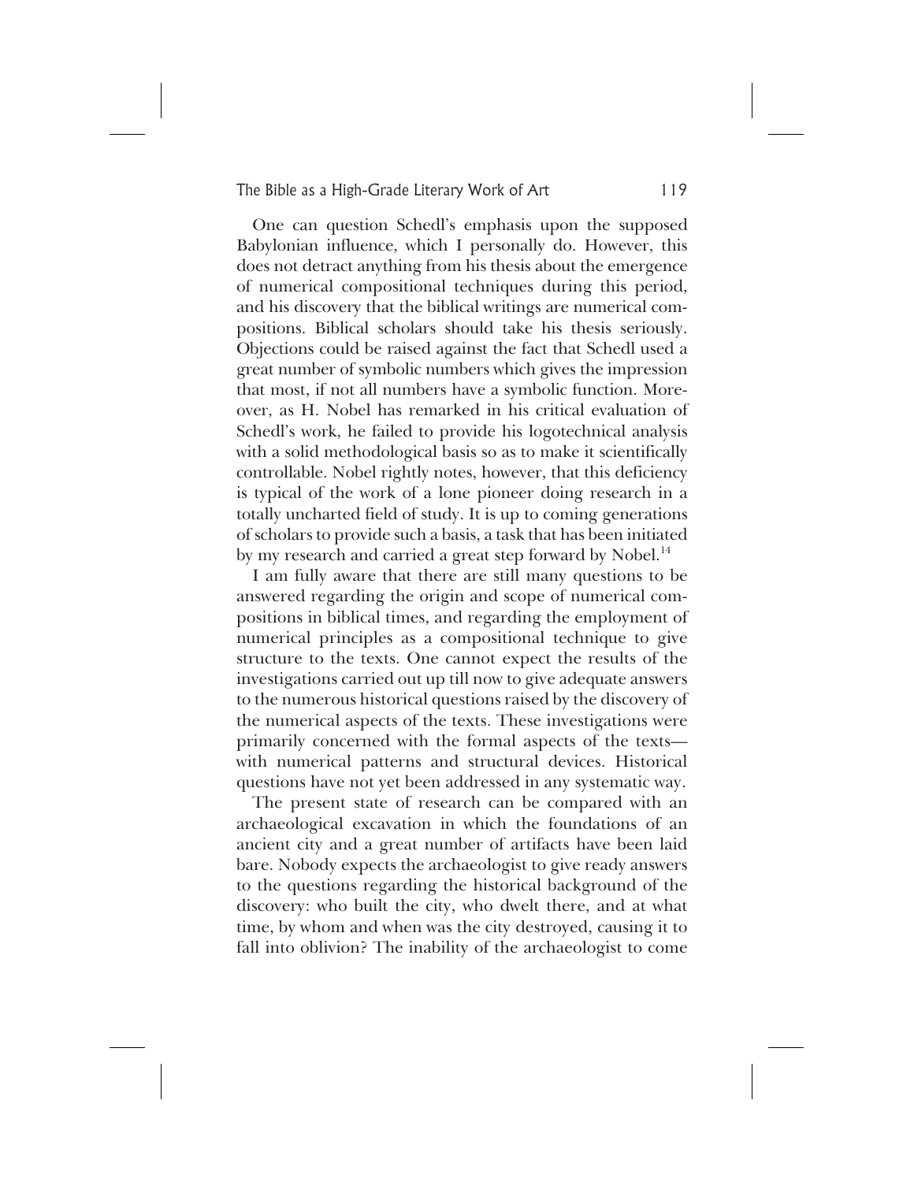One can question Schedl's emphasis upon the supposed Babylonian influence, which I personally do. However, this does not detract anything from his thesis about the emergence of numerical compositional techniques during this period, and his discovery that the biblical writings are numerical compositions. Biblical scholars should take his thesis seriously. Objections could be raised against the fact that Schedl used a great number of symbolic numbers which gives the impression that most, if not all numbers have a symbolic function. Moreover, as H. Nobel has remarked in his critical evaluation of Schedl's work, he failed to provide his logotechnical analysis with a solid methodological basis so as to make it scientifically controllable. Nobel rightly notes, however, that this deficiency is typical of the work of a lone pioneer doing research in a totally uncharted field of study. It is up to coming generations of scholars to provide such a basis, a task that has been initiated by my research and carried a great step forward by Nobel.[14]

I am fully aware that there are still many questions to be answered regarding the origin and scope of numerical compositions in biblical times, and regarding the employment of numerical principles as a compositional technique to give structure to the texts. One cannot expect the results of the investigations carried out up till now to give adequate answers to the numerous historical questions raised by the discovery of the numerical aspects of the texts. These investigations were primarily concerned with the formal aspects of the texts—with numerical patterns and structural devices. Historical questions have not yet been addressed in any systematic way.

The present state of research can be compared with an archaeological excavation in which the foundations of an ancient city and a great number of artifacts have been laid bare. Nobody expects the archaeologist to give ready answers to the questions regarding the historical background of the discovery: who built the city, who dwelt there, and at what time, by whom and when was the city destroyed, causing it to fall into oblivion? The inability of the archaeologist to come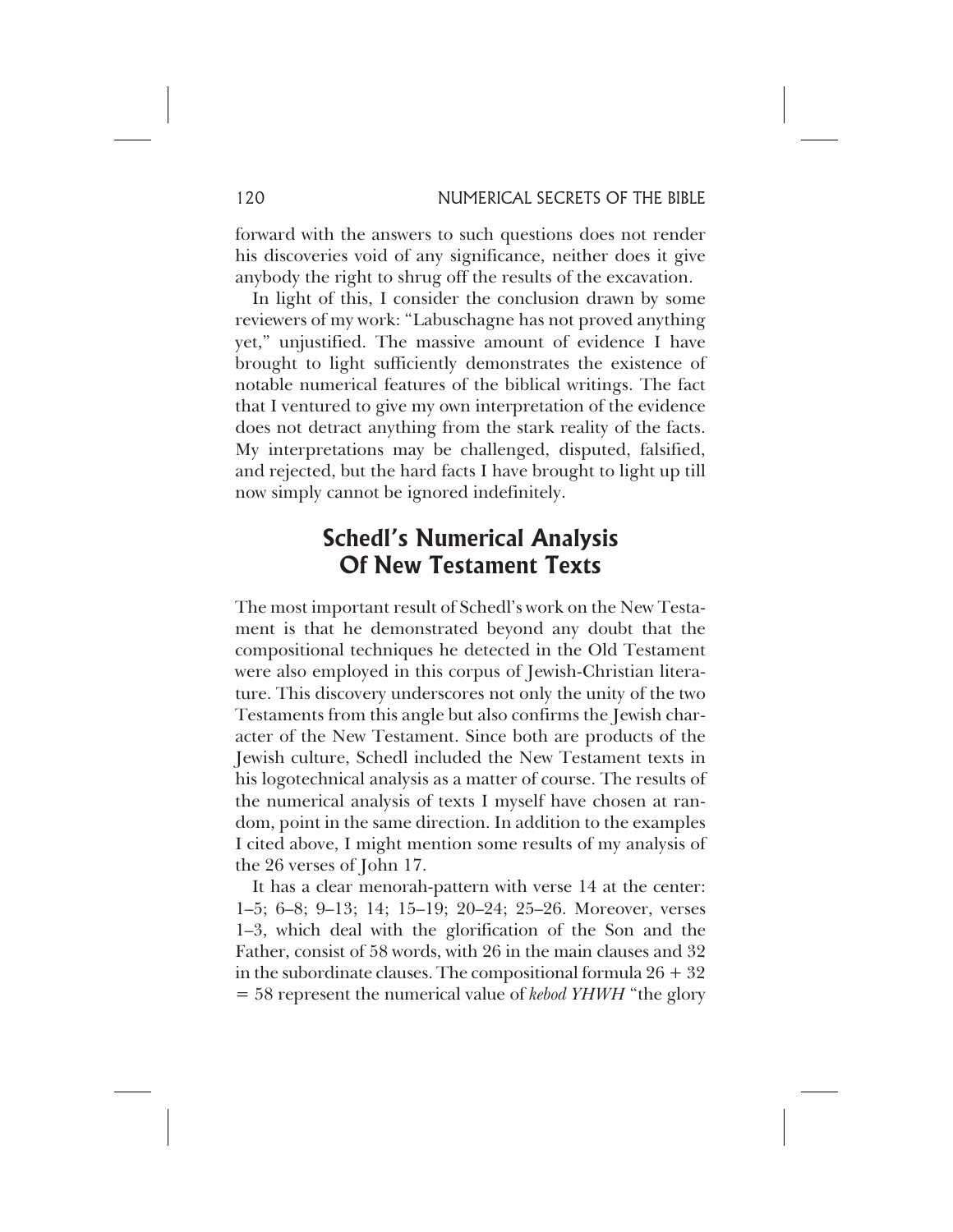forward with the answers to such questions does not render his discoveries void of any significance, neither does it give anybody the right to shrug off the results of the excavation.

In light of this, I consider the conclusion drawn by some reviewers of my work: "Labuschagne has not proved anything yet," unjustified. The massive amount of evidence I have brought to light sufficiently demonstrates the existence of notable numerical features of the biblical writings. The fact that I ventured to give my own interpretation of the evidence does not detract anything from the stark reality of the facts. My interpretations may be challenged, disputed, falsified, and rejected, but the hard facts I have brought to light up till now simply cannot be ignored indefinitely.

## Schedl's Numerical Analysis Of New Testament Texts

The most important result of Schedl's work on the New Testament is that he demonstrated beyond any doubt that the compositional techniques he detected in the Old Testament were also employed in this corpus of Jewish-Christian literature. This discovery underscores not only the unity of the two Testaments from this angle but also confirms the Jewish character of the New Testament. Since both are products of the Jewish culture, Schedl included the New Testament texts in his logotechnical analysis as a matter of course. The results of the numerical analysis of texts I myself have chosen at random, point in the same direction. In addition to the examples I cited above, I might mention some results of my analysis of the 26 verses of John 17.

It has a clear menorah-pattern with verse 14 at the center: 1–5; 6–8; 9–13; 14; 15–19; 20–24; 25–26. Moreover, verses 1–3, which deal with the glorification of the Son and the Father, consist of 58 words, with 26 in the main clauses and 32 in the subordinate clauses. The compositional formula 26 + 32 = 58 represent the numerical value of *kebod YHWH* "the glory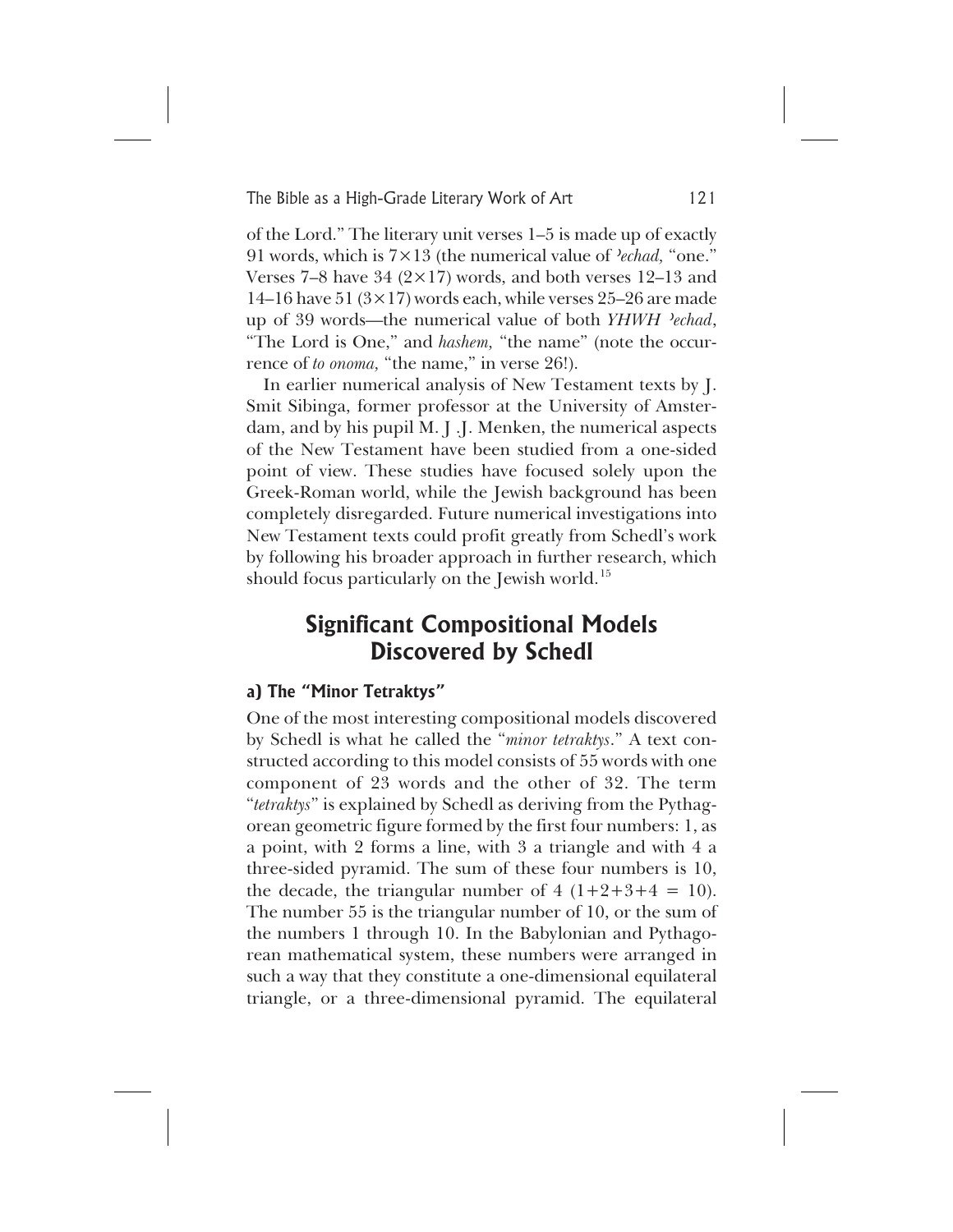of the Lord." The literary unit verses 1–5 is made up of exactly 91 words, which is $7 \times 13$ (the numerical value of *ʾechad,* "one." Verses 7–8 have 34 ($2 \times 17$) words, and both verses 12–13 and 14–16 have 51 ($3 \times 17$) words each, while verses 25–26 are made up of 39 words—the numerical value of both *YHWH ʾechad*, "The Lord is One," and *hashem,* "the name" (note the occurrence of *to onoma,* "the name," in verse 26!).

In earlier numerical analysis of New Testament texts by J. Smit Sibinga, former professor at the University of Amsterdam, and by his pupil M. J .J. Menken, the numerical aspects of the New Testament have been studied from a one-sided point of view. These studies have focused solely upon the Greek-Roman world, while the Jewish background has been completely disregarded. Future numerical investigations into New Testament texts could profit greatly from Schedl's work by following his broader approach in further research, which should focus particularly on the Jewish world.[15]

## Significant Compositional Models Discovered by Schedl

### a) The "Minor Tetraktys"

One of the most interesting compositional models discovered by Schedl is what he called the "*minor tetraktys*." A text constructed according to this model consists of 55 words with one component of 23 words and the other of 32. The term "*tetraktys*" is explained by Schedl as deriving from the Pythagorean geometric figure formed by the first four numbers: 1, as a point, with 2 forms a line, with 3 a triangle and with 4 a three-sided pyramid. The sum of these four numbers is 10, the decade, the triangular number of 4 ($1+2+3+4 = 10$). The number 55 is the triangular number of 10, or the sum of the numbers 1 through 10. In the Babylonian and Pythagorean mathematical system, these numbers were arranged in such a way that they constitute a one-dimensional equilateral triangle, or a three-dimensional pyramid. The equilateral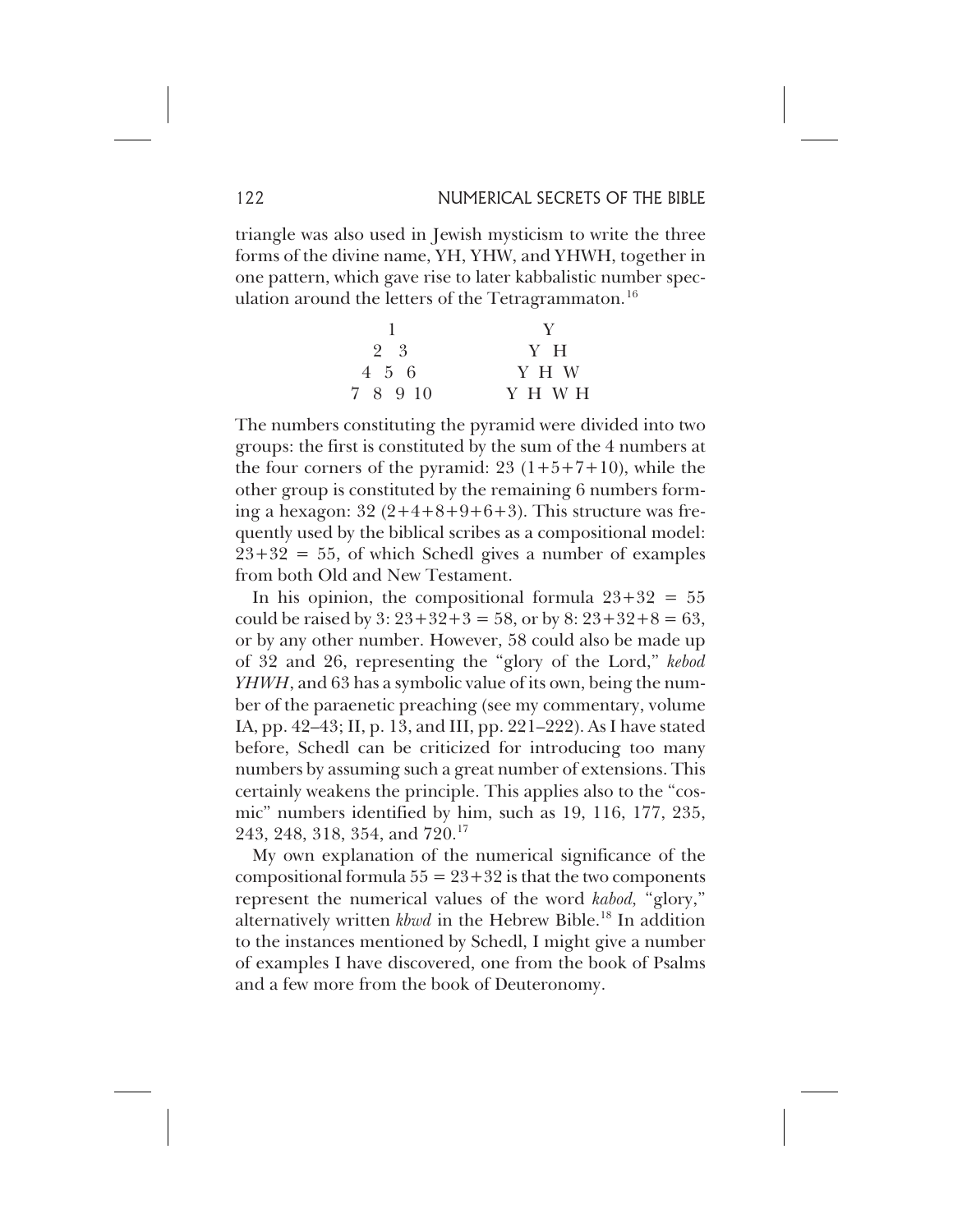triangle was also used in Jewish mysticism to write the three forms of the divine name, YH, YHW, and YHWH, together in one pattern, which gave rise to later kabbalistic number speculation around the letters of the Tetragrammaton.[16]

```
    1            Y
   2 3          Y H
  4 5 6        Y H W
 7 8 9 10     Y H W H
```

The numbers constituting the pyramid were divided into two groups: the first is constituted by the sum of the 4 numbers at the four corners of the pyramid: 23 (1+5+7+10), while the other group is constituted by the remaining 6 numbers forming a hexagon: 32 (2+4+8+9+6+3). This structure was frequently used by the biblical scribes as a compositional model: 23+32 = 55, of which Schedl gives a number of examples from both Old and New Testament.

In his opinion, the compositional formula 23+32 = 55 could be raised by 3: 23+32+3 = 58, or by 8: 23+32+8 = 63, or by any other number. However, 58 could also be made up of 32 and 26, representing the "glory of the Lord," *kebod YHWH*, and 63 has a symbolic value of its own, being the number of the paraenetic preaching (see my commentary, volume IA, pp. 42–43; II, p. 13, and III, pp. 221–222). As I have stated before, Schedl can be criticized for introducing too many numbers by assuming such a great number of extensions. This certainly weakens the principle. This applies also to the "cosmic" numbers identified by him, such as 19, 116, 177, 235, 243, 248, 318, 354, and 720.[17]

My own explanation of the numerical significance of the compositional formula 55 = 23+32 is that the two components represent the numerical values of the word *kabod,* "glory," alternatively written *kbwd* in the Hebrew Bible.[18] In addition to the instances mentioned by Schedl, I might give a number of examples I have discovered, one from the book of Psalms and a few more from the book of Deuteronomy.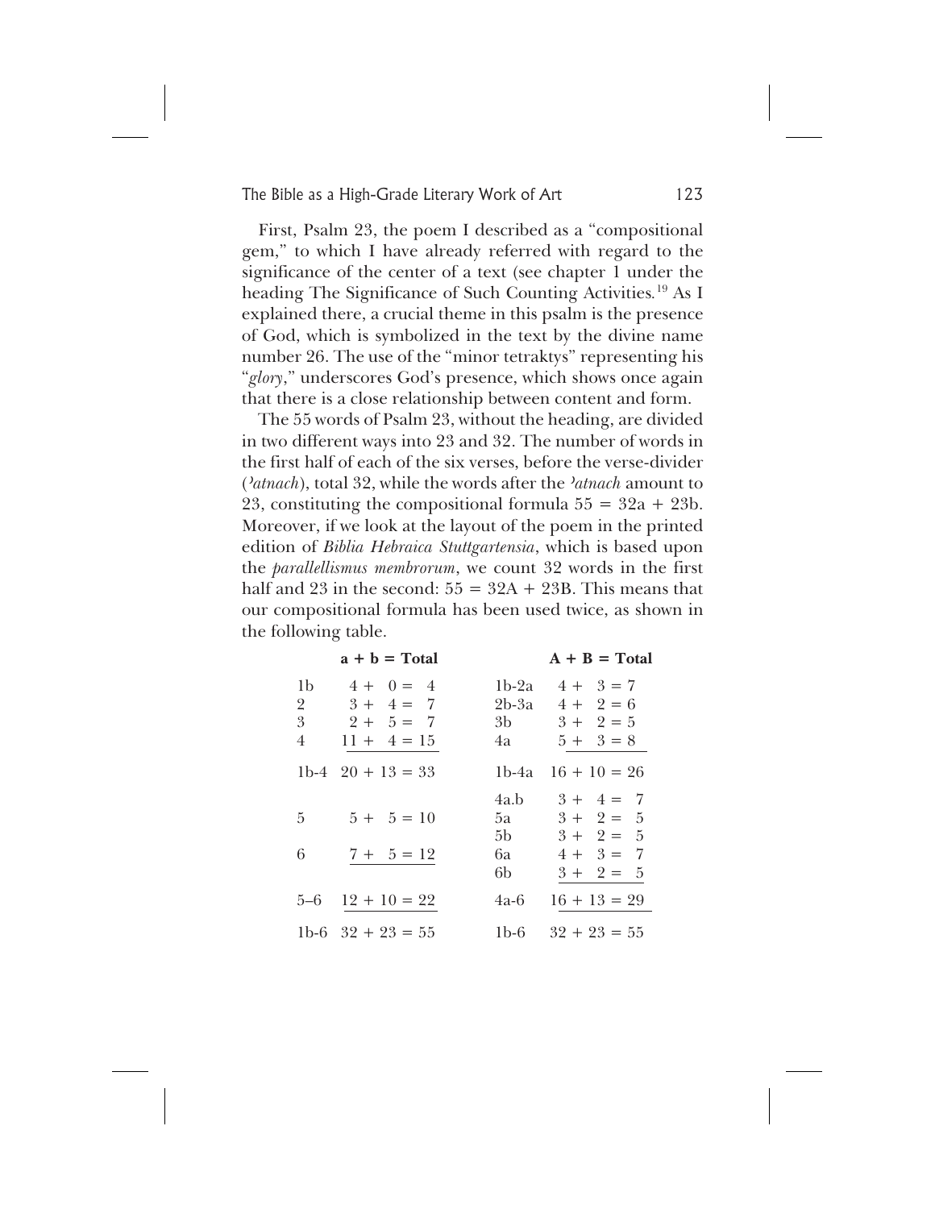First, Psalm 23, the poem I described as a "compositional gem," to which I have already referred with regard to the significance of the center of a text (see chapter 1 under the heading The Significance of Such Counting Activities.[19] As I explained there, a crucial theme in this psalm is the presence of God, which is symbolized in the text by the divine name number 26. The use of the "minor tetraktys" representing his "*glory*," underscores God's presence, which shows once again that there is a close relationship between content and form.

The 55 words of Psalm 23, without the heading, are divided in two different ways into 23 and 32. The number of words in the first half of each of the six verses, before the verse-divider (*ʾatnach*), total 32, while the words after the *ʾatnach* amount to 23, constituting the compositional formula 55 = 32a + 23b. Moreover, if we look at the layout of the poem in the printed edition of *Biblia Hebraica Stuttgartensia*, which is based upon the *parallellismus membrorum*, we count 32 words in the first half and 23 in the second: 55 = 32A + 23B. This means that our compositional formula has been used twice, as shown in the following table.

| | **a + b = Total** | | **A + B = Total** |
|---|---|---|---|
| 1b | 4 + 0 = 4 | 1b-2a | 4 + 3 = 7 |
| 2 | 3 + 4 = 7 | 2b-3a | 4 + 2 = 6 |
| 3 | 2 + 5 = 7 | 3b | 3 + 2 = 5 |
| 4 | 11 + 4 = 15 | 4a | 5 + 3 = 8 |
| 1b-4 | 20 + 13 = 33 | 1b-4a | 16 + 10 = 26 |
| | | 4a.b | 3 + 4 = 7 |
| 5 | 5 + 5 = 10 | 5a | 3 + 2 = 5 |
| | | 5b | 3 + 2 = 5 |
| 6 | 7 + 5 = 12 | 6a | 4 + 3 = 7 |
| | | 6b | 3 + 2 = 5 |
| 5–6 | 12 + 10 = 22 | 4a-6 | 16 + 13 = 29 |
| 1b-6 | 32 + 23 = 55 | 1b-6 | 32 + 23 = 55 |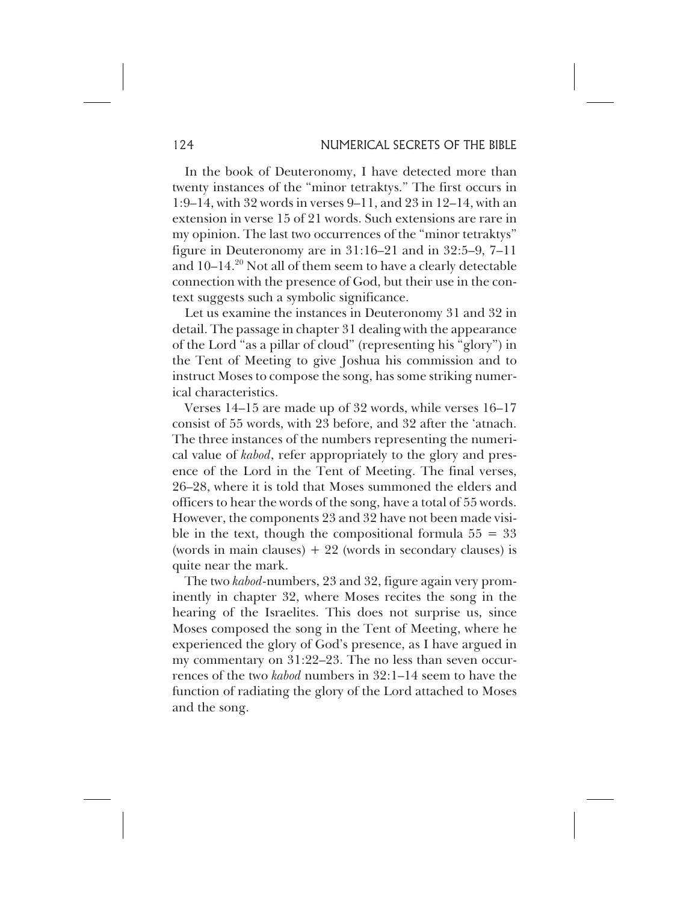In the book of Deuteronomy, I have detected more than twenty instances of the "minor tetraktys." The first occurs in 1:9–14, with 32 words in verses 9–11, and 23 in 12–14, with an extension in verse 15 of 21 words. Such extensions are rare in my opinion. The last two occurrences of the "minor tetraktys" figure in Deuteronomy are in 31:16–21 and in 32:5–9, 7–11 and 10–14.[20] Not all of them seem to have a clearly detectable connection with the presence of God, but their use in the context suggests such a symbolic significance.

Let us examine the instances in Deuteronomy 31 and 32 in detail. The passage in chapter 31 dealing with the appearance of the Lord "as a pillar of cloud" (representing his "glory") in the Tent of Meeting to give Joshua his commission and to instruct Moses to compose the song, has some striking numerical characteristics.

Verses 14–15 are made up of 32 words, while verses 16–17 consist of 55 words, with 23 before, and 32 after the 'atnach. The three instances of the numbers representing the numerical value of *kabod*, refer appropriately to the glory and presence of the Lord in the Tent of Meeting. The final verses, 26–28, where it is told that Moses summoned the elders and officers to hear the words of the song, have a total of 55 words. However, the components 23 and 32 have not been made visible in the text, though the compositional formula 55 = 33 (words in main clauses) + 22 (words in secondary clauses) is quite near the mark.

The two *kabod*-numbers, 23 and 32, figure again very prominently in chapter 32, where Moses recites the song in the hearing of the Israelites. This does not surprise us, since Moses composed the song in the Tent of Meeting, where he experienced the glory of God's presence, as I have argued in my commentary on 31:22–23. The no less than seven occurrences of the two *kabod* numbers in 32:1–14 seem to have the function of radiating the glory of the Lord attached to Moses and the song.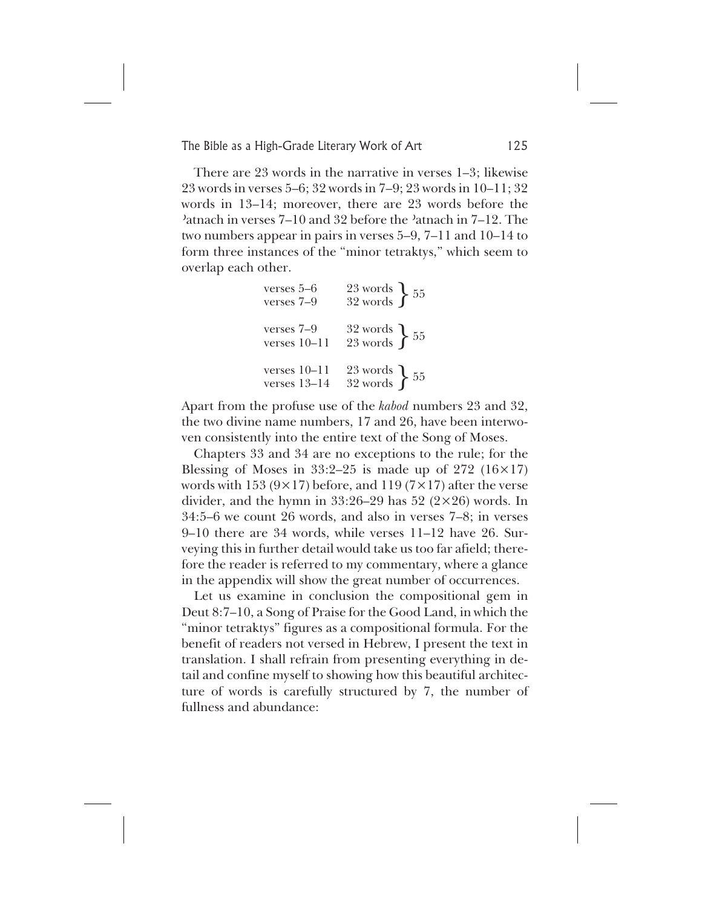There are 23 words in the narrative in verses 1–3; likewise 23 words in verses 5–6; 32 words in 7–9; 23 words in 10–11; 32 words in 13–14; moreover, there are 23 words before the ʾatnach in verses 7–10 and 32 before the ʾatnach in 7–12. The two numbers appear in pairs in verses 5–9, 7–11 and 10–14 to form three instances of the "minor tetraktys," which seem to overlap each other.

| | | |
|---|---|---|
| verses 5–6 | 23 words | } 55 |
| verses 7–9 | 32 words | |
| | | |
| verses 7–9 | 32 words | } 55 |
| verses 10–11 | 23 words | |
| | | |
| verses 10–11 | 23 words | } 55 |
| verses 13–14 | 32 words | |

Apart from the profuse use of the *kabod* numbers 23 and 32, the two divine name numbers, 17 and 26, have been interwoven consistently into the entire text of the Song of Moses.

Chapters 33 and 34 are no exceptions to the rule; for the Blessing of Moses in 33:2–25 is made up of 272 ($16\times17$) words with 153 ($9\times17$) before, and 119 ($7\times17$) after the verse divider, and the hymn in 33:26–29 has 52 ($2\times26$) words. In 34:5–6 we count 26 words, and also in verses 7–8; in verses 9–10 there are 34 words, while verses 11–12 have 26. Surveying this in further detail would take us too far afield; therefore the reader is referred to my commentary, where a glance in the appendix will show the great number of occurrences.

Let us examine in conclusion the compositional gem in Deut 8:7–10, a Song of Praise for the Good Land, in which the "minor tetraktys" figures as a compositional formula. For the benefit of readers not versed in Hebrew, I present the text in translation. I shall refrain from presenting everything in detail and confine myself to showing how this beautiful architecture of words is carefully structured by 7, the number of fullness and abundance: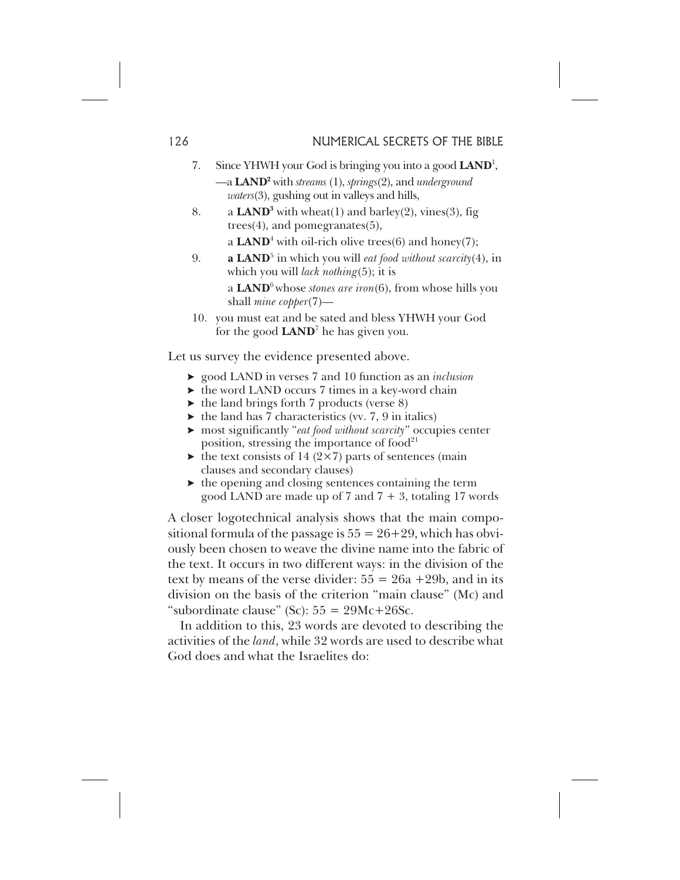7. Since YHWH your God is bringing you into a good **LAND**[1],
   —a **LAND**[2] with *streams* (1), *springs*(2), and *underground waters*(3), gushing out in valleys and hills,
8. a **LAND**[3] with wheat(1) and barley(2), vines(3), fig trees(4), and pomegranates(5),
   a **LAND**[4] with oil-rich olive trees(6) and honey(7);
9. **a LAND**[5] in which you will *eat food without scarcity*(4), in which you will *lack nothing*(5); it is
   a **LAND**[6] whose *stones are iron*(6), from whose hills you shall *mine copper*(7)—
10. you must eat and be sated and bless YHWH your God for the good **LAND**[7] he has given you.

Let us survey the evidence presented above.

- good LAND in verses 7 and 10 function as an *inclusion*
- the word LAND occurs 7 times in a key-word chain
- the land brings forth 7 products (verse 8)
- the land has 7 characteristics (vv. 7, 9 in italics)
- most significantly "*eat food without scarcity*" occupies center position, stressing the importance of food[21]
- the text consists of 14 ($2\times7$) parts of sentences (main clauses and secondary clauses)
- the opening and closing sentences containing the term good LAND are made up of 7 and $7 + 3$, totaling 17 words

A closer logotechnical analysis shows that the main compositional formula of the passage is $55 = 26+29$, which has obviously been chosen to weave the divine name into the fabric of the text. It occurs in two different ways: in the division of the text by means of the verse divider: $55 = 26a + 29b$, and in its division on the basis of the criterion "main clause" (Mc) and "subordinate clause" (Sc): $55 = 29Mc+26Sc$.

In addition to this, 23 words are devoted to describing the activities of the *land*, while 32 words are used to describe what God does and what the Israelites do: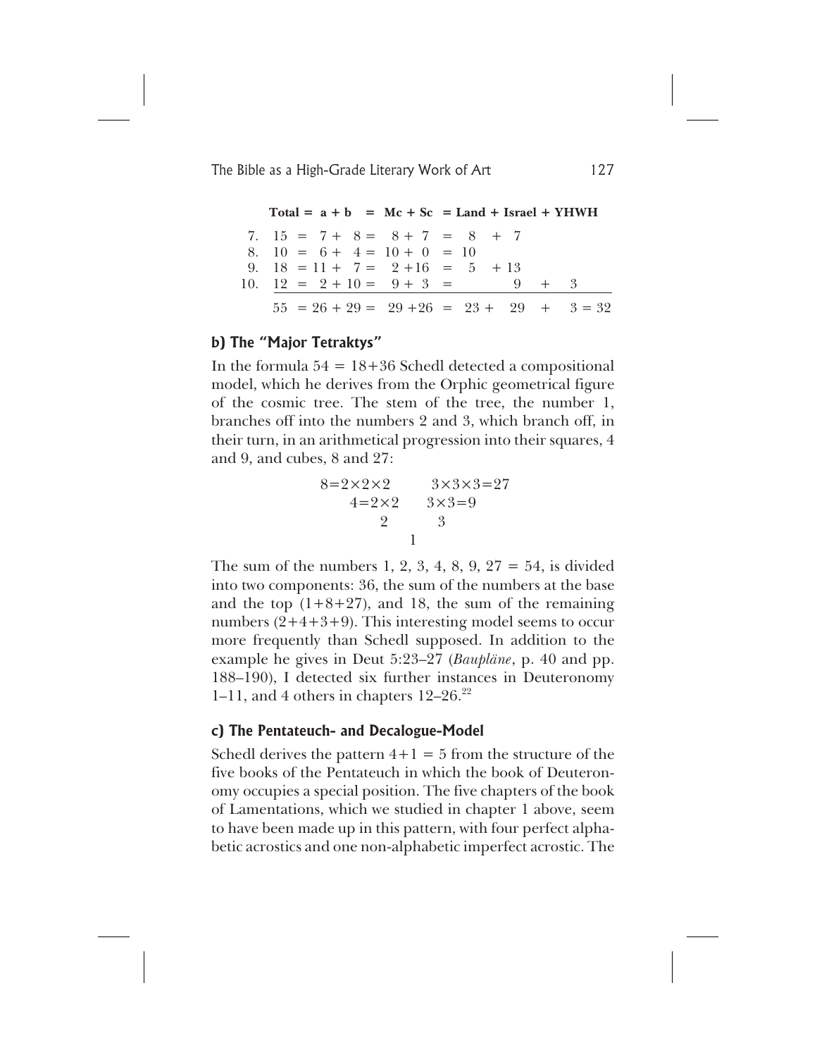| | Total | = | a + b | = | Mc + Sc | = | Land + Israel + YHWH |
|---|---|---|---|---|---|---|---|
| 7. | 15 | = | 7 + 8 | = | 8 + 7 | = | 8 + 7 |
| 8. | 10 | = | 6 + 4 | = | 10 + 0 | = | 10 |
| 9. | 18 | = | 11 + 7 | = | 2 + 16 | = | 5 + 13 |
| 10. | 12 | = | 2 + 10 | = | 9 + 3 | = | 9 + 3 |
| | 55 | = | 26 + 29 | = | 29 + 26 | = | 23 + 29 + 3 = 32 |

### b) The "Major Tetraktys"

In the formula 54 = 18+36 Schedl detected a compositional model, which he derives from the Orphic geometrical figure of the cosmic tree. The stem of the tree, the number 1, branches off into the numbers 2 and 3, which branch off, in their turn, in an arithmetical progression into their squares, 4 and 9, and cubes, 8 and 27:

$$
\begin{array}{ccc}
8=2\times2\times2 & & 3\times3\times3=27 \\
4=2\times2 & & 3\times3=9 \\
2 & & 3 \\
 & 1 &
\end{array}
$$

The sum of the numbers 1, 2, 3, 4, 8, 9, 27 = 54, is divided into two components: 36, the sum of the numbers at the base and the top (1+8+27), and 18, the sum of the remaining numbers (2+4+3+9). This interesting model seems to occur more frequently than Schedl supposed. In addition to the example he gives in Deut 5:23–27 (*Baupläne*, p. 40 and pp. 188–190), I detected six further instances in Deuteronomy 1–11, and 4 others in chapters 12–26.[22]

### c) The Pentateuch- and Decalogue-Model

Schedl derives the pattern 4+1 = 5 from the structure of the five books of the Pentateuch in which the book of Deuteronomy occupies a special position. The five chapters of the book of Lamentations, which we studied in chapter 1 above, seem to have been made up in this pattern, with four perfect alphabetic acrostics and one non-alphabetic imperfect acrostic. The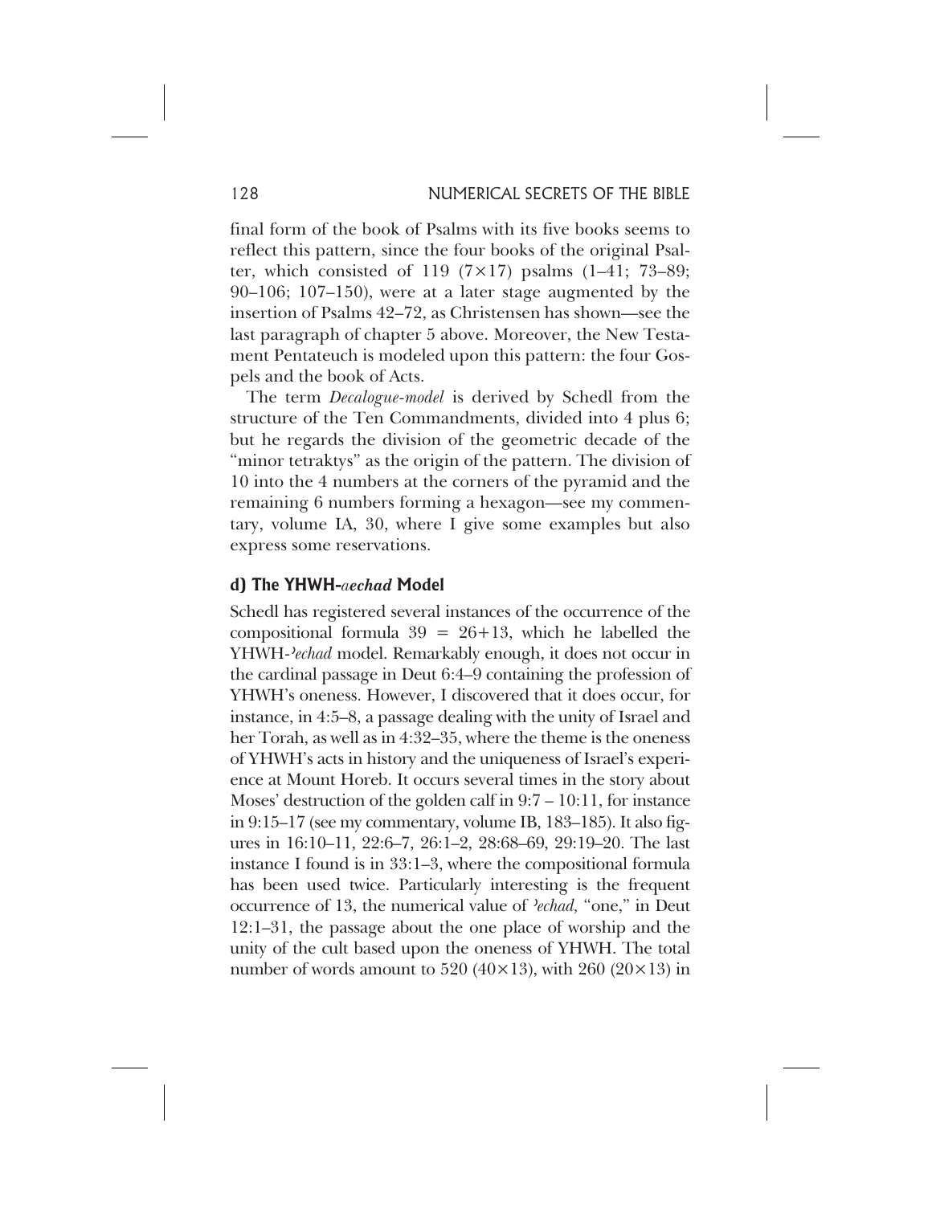final form of the book of Psalms with its five books seems to reflect this pattern, since the four books of the original Psalter, which consisted of 119 (7×17) psalms (1–41; 73–89; 90–106; 107–150), were at a later stage augmented by the insertion of Psalms 42–72, as Christensen has shown—see the last paragraph of chapter 5 above. Moreover, the New Testament Pentateuch is modeled upon this pattern: the four Gospels and the book of Acts.

The term *Decalogue-model* is derived by Schedl from the structure of the Ten Commandments, divided into 4 plus 6; but he regards the division of the geometric decade of the "minor tetraktys" as the origin of the pattern. The division of 10 into the 4 numbers at the corners of the pyramid and the remaining 6 numbers forming a hexagon—see my commentary, volume IA, 30, where I give some examples but also express some reservations.

### d) The YHWH-*aechad* Model

Schedl has registered several instances of the occurrence of the compositional formula 39 = 26+13, which he labelled the YHWH-*ʾechad* model. Remarkably enough, it does not occur in the cardinal passage in Deut 6:4–9 containing the profession of YHWH's oneness. However, I discovered that it does occur, for instance, in 4:5–8, a passage dealing with the unity of Israel and her Torah, as well as in 4:32–35, where the theme is the oneness of YHWH's acts in history and the uniqueness of Israel's experience at Mount Horeb. It occurs several times in the story about Moses' destruction of the golden calf in 9:7 – 10:11, for instance in 9:15–17 (see my commentary, volume IB, 183–185). It also figures in 16:10–11, 22:6–7, 26:1–2, 28:68–69, 29:19–20. The last instance I found is in 33:1–3, where the compositional formula has been used twice. Particularly interesting is the frequent occurrence of 13, the numerical value of *ʾechad,* "one," in Deut 12:1–31, the passage about the one place of worship and the unity of the cult based upon the oneness of YHWH. The total number of words amount to 520 (40×13), with 260 (20×13) in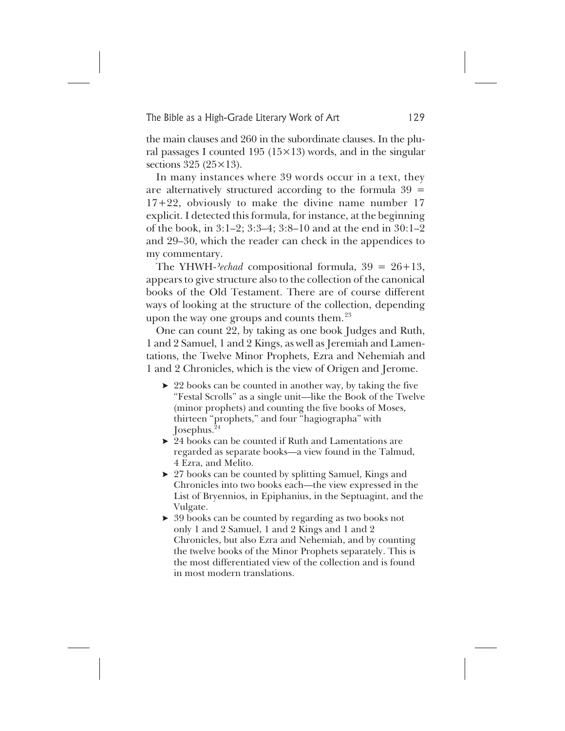the main clauses and 260 in the subordinate clauses. In the plural passages I counted 195 (15×13) words, and in the singular sections 325 (25×13).

In many instances where 39 words occur in a text, they are alternatively structured according to the formula 39 = 17+22, obviously to make the divine name number 17 explicit. I detected this formula, for instance, at the beginning of the book, in 3:1–2; 3:3–4; 3:8–10 and at the end in 30:1–2 and 29–30, which the reader can check in the appendices to my commentary.

The YHWH-*ʾechad* compositional formula, 39 = 26+13, appears to give structure also to the collection of the canonical books of the Old Testament. There are of course different ways of looking at the structure of the collection, depending upon the way one groups and counts them.[23]

One can count 22, by taking as one book Judges and Ruth, 1 and 2 Samuel, 1 and 2 Kings, as well as Jeremiah and Lamentations, the Twelve Minor Prophets, Ezra and Nehemiah and 1 and 2 Chronicles, which is the view of Origen and Jerome.

- 22 books can be counted in another way, by taking the five "Festal Scrolls" as a single unit—like the Book of the Twelve (minor prophets) and counting the five books of Moses, thirteen "prophets," and four "hagiographa" with Josephus.[24]
- 24 books can be counted if Ruth and Lamentations are regarded as separate books—a view found in the Talmud, 4 Ezra, and Melito.
- 27 books can be counted by splitting Samuel, Kings and Chronicles into two books each—the view expressed in the List of Bryennios, in Epiphanius, in the Septuagint, and the Vulgate.
- 39 books can be counted by regarding as two books not only 1 and 2 Samuel, 1 and 2 Kings and 1 and 2 Chronicles, but also Ezra and Nehemiah, and by counting the twelve books of the Minor Prophets separately. This is the most differentiated view of the collection and is found in most modern translations.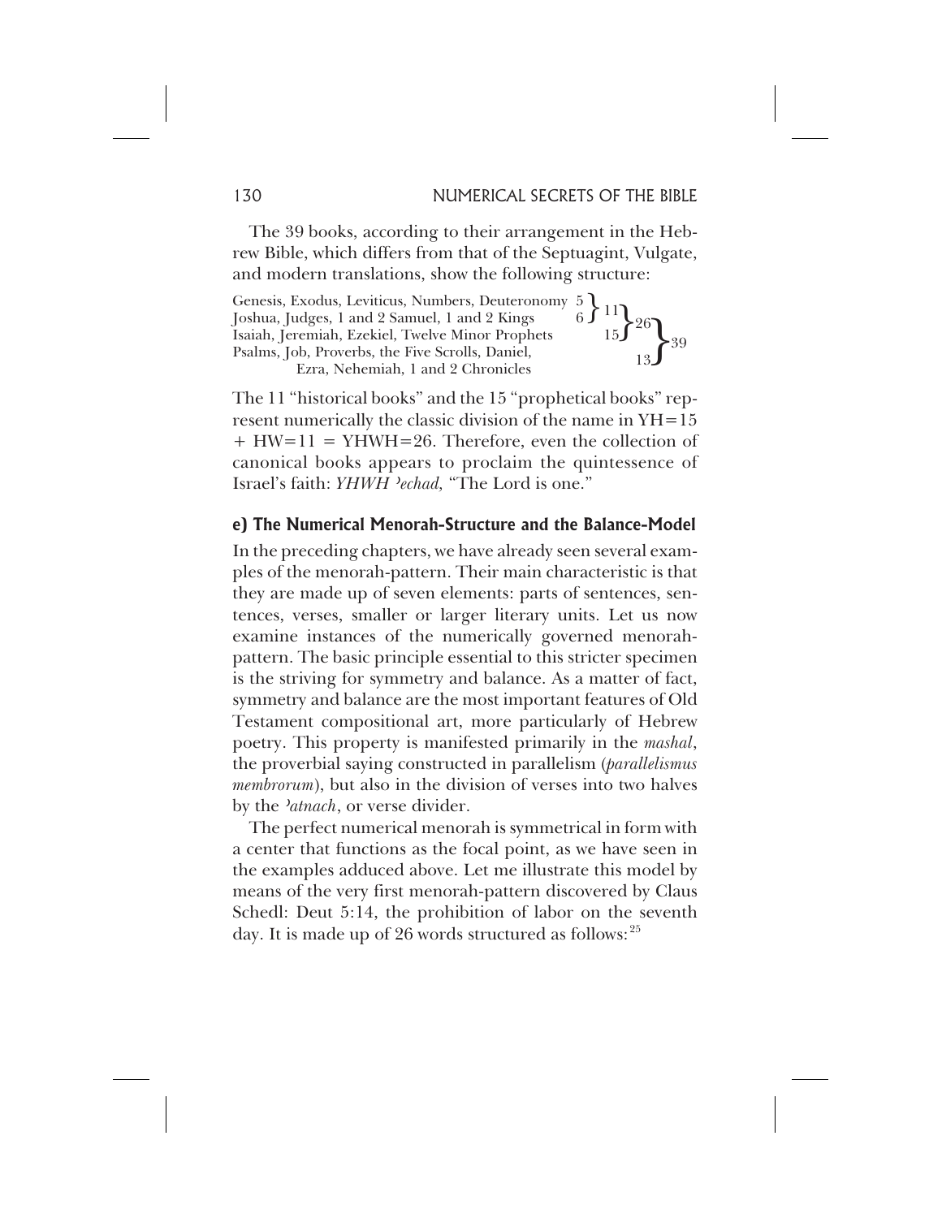The 39 books, according to their arrangement in the Hebrew Bible, which differs from that of the Septuagint, Vulgate, and modern translations, show the following structure:

| Books | | | | |
|---|---|---|---|---|
| Genesis, Exodus, Leviticus, Numbers, Deuteronomy | 5 | 11 | 26 | 39 |
| Joshua, Judges, 1 and 2 Samuel, 1 and 2 Kings | 6 | | | |
| Isaiah, Jeremiah, Ezekiel, Twelve Minor Prophets | | 15 | | |
| Psalms, Job, Proverbs, the Five Scrolls, Daniel, Ezra, Nehemiah, 1 and 2 Chronicles | | | 13 | |

The 11 "historical books" and the 15 "prophetical books" represent numerically the classic division of the name in YH=15 + HW=11 = YHWH=26. Therefore, even the collection of canonical books appears to proclaim the quintessence of Israel's faith: *YHWH ʾechad,* "The Lord is one."

### e) The Numerical Menorah-Structure and the Balance-Model

In the preceding chapters, we have already seen several examples of the menorah-pattern. Their main characteristic is that they are made up of seven elements: parts of sentences, sentences, verses, smaller or larger literary units. Let us now examine instances of the numerically governed menorah-pattern. The basic principle essential to this stricter specimen is the striving for symmetry and balance. As a matter of fact, symmetry and balance are the most important features of Old Testament compositional art, more particularly of Hebrew poetry. This property is manifested primarily in the *mashal*, the proverbial saying constructed in parallelism (*parallelismus membrorum*), but also in the division of verses into two halves by the *ʾatnach*, or verse divider.

The perfect numerical menorah is symmetrical in form with a center that functions as the focal point, as we have seen in the examples adduced above. Let me illustrate this model by means of the very first menorah-pattern discovered by Claus Schedl: Deut 5:14, the prohibition of labor on the seventh day. It is made up of 26 words structured as follows:[25]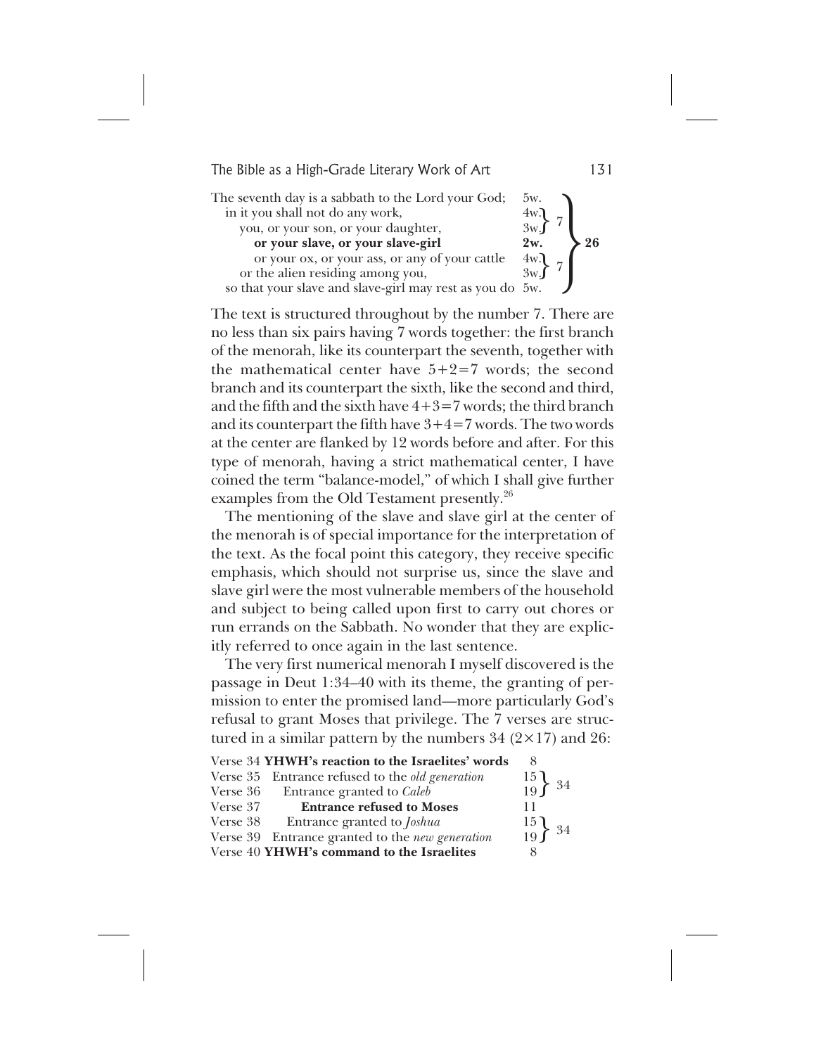| | | | |
|---|---|---|---|
| The seventh day is a sabbath to the Lord your God; | 5w. | | 26 |
| in it you shall not do any work, | 4w. | 7 | |
| you, or your son, or your daughter, | 3w. | | |
| **or your slave, or your slave-girl** | **2w.** | | |
| or your ox, or your ass, or any of your cattle | 4w. | 7 | |
| or the alien residing among you, | 3w. | | |
| so that your slave and slave-girl may rest as you do | 5w. | | |

The text is structured throughout by the number 7. There are no less than six pairs having 7 words together: the first branch of the menorah, like its counterpart the seventh, together with the mathematical center have 5+2=7 words; the second branch and its counterpart the sixth, like the second and third, and the fifth and the sixth have 4+3=7 words; the third branch and its counterpart the fifth have 3+4=7 words. The two words at the center are flanked by 12 words before and after. For this type of menorah, having a strict mathematical center, I have coined the term "balance-model," of which I shall give further examples from the Old Testament presently.[26]

The mentioning of the slave and slave girl at the center of the menorah is of special importance for the interpretation of the text. As the focal point this category, they receive specific emphasis, which should not surprise us, since the slave and slave girl were the most vulnerable members of the household and subject to being called upon first to carry out chores or run errands on the Sabbath. No wonder that they are explicitly referred to once again in the last sentence.

The very first numerical menorah I myself discovered is the passage in Deut 1:34–40 with its theme, the granting of permission to enter the promised land—more particularly God's refusal to grant Moses that privilege. The 7 verses are structured in a similar pattern by the numbers 34 (2×17) and 26:

| | | | |
|---|---|---|---|
| Verse 34 | **YHWH's reaction to the Israelites' words** | 8 | |
| Verse 35 | Entrance refused to the *old generation* | 15 | 34 |
| Verse 36 | Entrance granted to *Caleb* | 19 | |
| Verse 37 | **Entrance refused to Moses** | 11 | |
| Verse 38 | Entrance granted to *Joshua* | 15 | 34 |
| Verse 39 | Entrance granted to the *new generation* | 19 | |
| Verse 40 | **YHWH's command to the Israelites** | 8 | |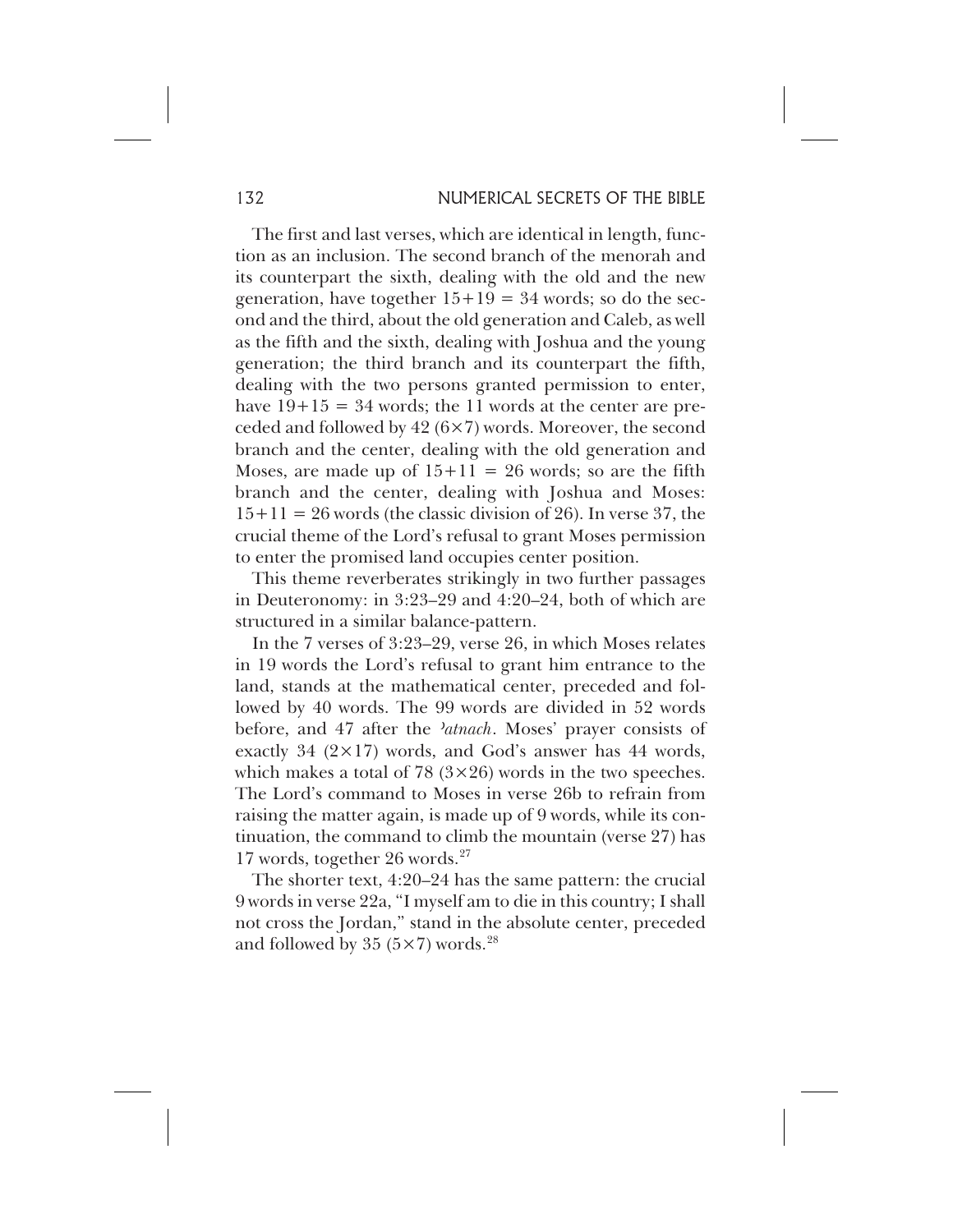The first and last verses, which are identical in length, function as an inclusion. The second branch of the menorah and its counterpart the sixth, dealing with the old and the new generation, have together $15+19 = 34$ words; so do the second and the third, about the old generation and Caleb, as well as the fifth and the sixth, dealing with Joshua and the young generation; the third branch and its counterpart the fifth, dealing with the two persons granted permission to enter, have $19+15 = 34$ words; the 11 words at the center are preceded and followed by 42 ($6\times7$) words. Moreover, the second branch and the center, dealing with the old generation and Moses, are made up of $15+11 = 26$ words; so are the fifth branch and the center, dealing with Joshua and Moses: $15+11 = 26$ words (the classic division of 26). In verse 37, the crucial theme of the Lord's refusal to grant Moses permission to enter the promised land occupies center position.

This theme reverberates strikingly in two further passages in Deuteronomy: in 3:23–29 and 4:20–24, both of which are structured in a similar balance-pattern.

In the 7 verses of 3:23–29, verse 26, in which Moses relates in 19 words the Lord's refusal to grant him entrance to the land, stands at the mathematical center, preceded and followed by 40 words. The 99 words are divided in 52 words before, and 47 after the *ʾatnach*. Moses' prayer consists of exactly 34 ($2\times17$) words, and God's answer has 44 words, which makes a total of 78 ($3\times26$) words in the two speeches. The Lord's command to Moses in verse 26b to refrain from raising the matter again, is made up of 9 words, while its continuation, the command to climb the mountain (verse 27) has 17 words, together 26 words.[27]

The shorter text, 4:20–24 has the same pattern: the crucial 9 words in verse 22a, "I myself am to die in this country; I shall not cross the Jordan," stand in the absolute center, preceded and followed by 35 ($5\times7$) words.[28]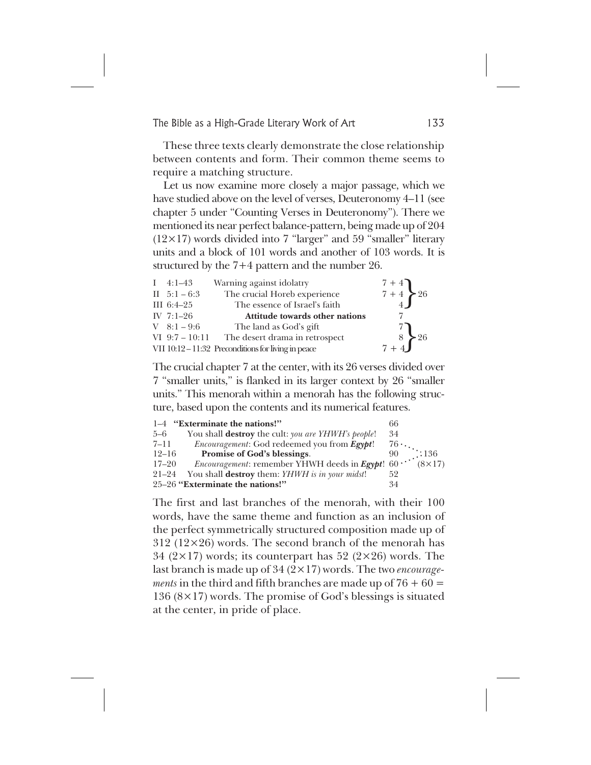These three texts clearly demonstrate the close relationship between contents and form. Their common theme seems to require a matching structure.

Let us now examine more closely a major passage, which we have studied above on the level of verses, Deuteronomy 4–11 (see chapter 5 under "Counting Verses in Deuteronomy"). There we mentioned its near perfect balance-pattern, being made up of 204 (12×17) words divided into 7 "larger" and 59 "smaller" literary units and a block of 101 words and another of 103 words. It is structured by the 7+4 pattern and the number 26.

| | | | |
|---|---|---|---|
| I 4:1–43 | Warning against idolatry | 7 + 4 | } 26 |
| II 5:1 – 6:3 | The crucial Horeb experience | 7 + 4 | |
| III 6:4–25 | The essence of Israel's faith | 4 | |
| IV 7:1–26 | **Attitude towards other nations** | 7 | |
| V 8:1 – 9:6 | The land as God's gift | 7 | } 26 |
| VI 9:7 – 10:11 | The desert drama in retrospect | 8 | |
| VII 10:12 – 11:32 | Preconditions for living in peace | 7 + 4 | |

The crucial chapter 7 at the center, with its 26 verses divided over 7 "smaller units," is flanked in its larger context by 26 "smaller units." This menorah within a menorah has the following structure, based upon the contents and its numerical features.

| | | | |
|---|---|---|---|
| 1–4 | **"Exterminate the nations!"** | 66 | |
| 5–6 | You shall **destroy** the cult: *you are YHWH's people*! | 34 | |
| 7–11 | *Encouragement*: God redeemed you from ***Egypt***! | 76 | |
| 12–16 | **Promise of God's blessings**. | 90 | 136 |
| 17–20 | *Encouragement*: remember YHWH deeds in ***Egypt***! | 60 | (8×17) |
| 21–24 | You shall **destroy** them: *YHWH is in your midst*! | 52 | |
| 25–26 | **"Exterminate the nations!"** | 34 | |

The first and last branches of the menorah, with their 100 words, have the same theme and function as an inclusion of the perfect symmetrically structured composition made up of 312 (12×26) words. The second branch of the menorah has 34 (2×17) words; its counterpart has 52 (2×26) words. The last branch is made up of 34 (2×17) words. The two *encouragements* in the third and fifth branches are made up of 76 + 60 = 136 (8×17) words. The promise of God's blessings is situated at the center, in pride of place.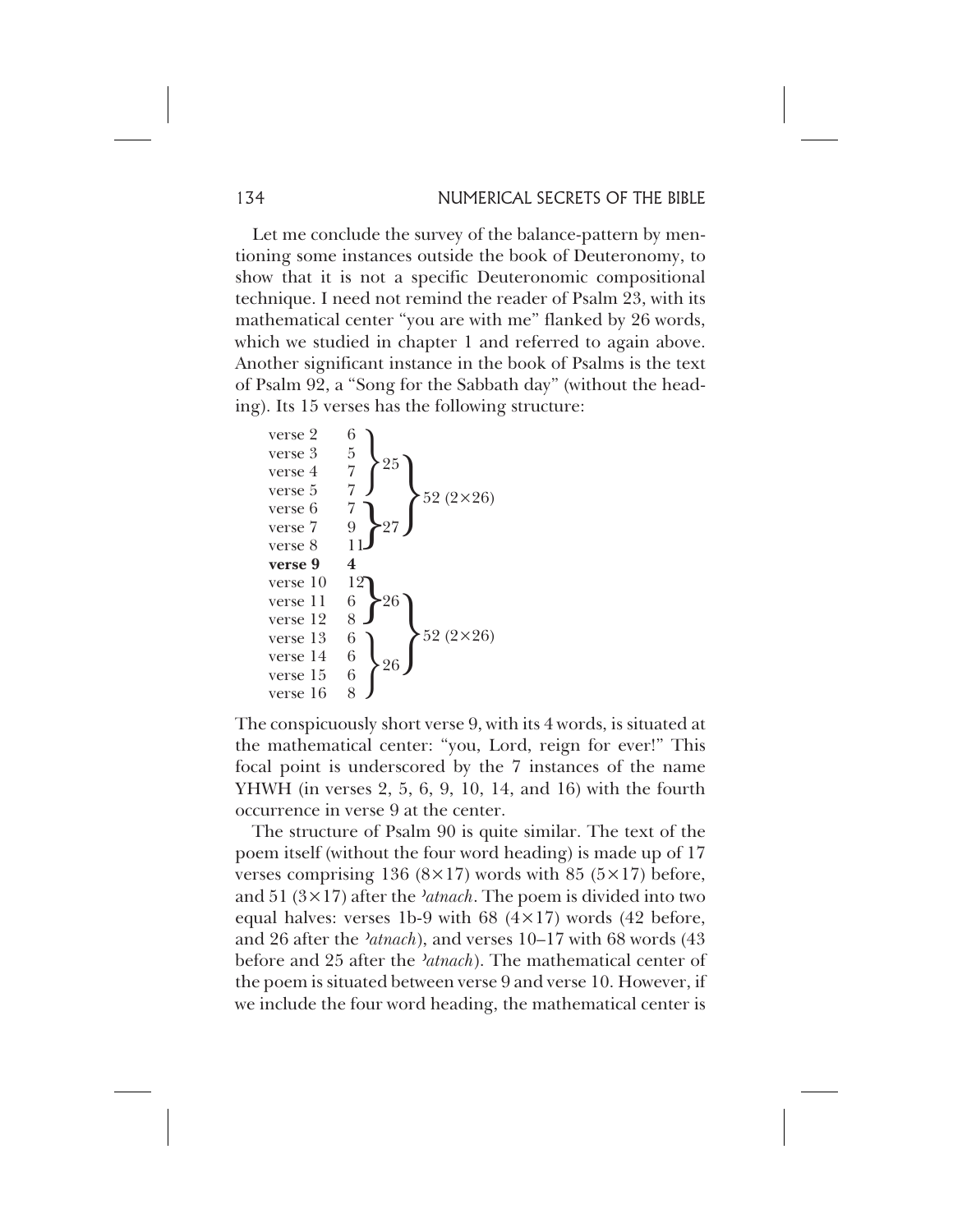Let me conclude the survey of the balance-pattern by mentioning some instances outside the book of Deuteronomy, to show that it is not a specific Deuteronomic compositional technique. I need not remind the reader of Psalm 23, with its mathematical center "you are with me" flanked by 26 words, which we studied in chapter 1 and referred to again above. Another significant instance in the book of Psalms is the text of Psalm 92, a "Song for the Sabbath day" (without the heading). Its 15 verses has the following structure:

| Verse | Words | Groups | Totals |
|---|---|---|---|
| verse 2 | 6 | 25 (verses 2–5) | 52 (2×26) (verses 2–8) |
| verse 3 | 5 | | |
| verse 4 | 7 | | |
| verse 5 | 7 | | |
| verse 6 | 7 | 27 (verses 6–8) | |
| verse 7 | 9 | | |
| verse 8 | 11 | | |
| **verse 9** | **4** | | |
| verse 10 | 12 | 26 (verses 10–12) | 52 (2×26) (verses 10–16) |
| verse 11 | 6 | | |
| verse 12 | 8 | | |
| verse 13 | 6 | 26 (verses 13–16) | |
| verse 14 | 6 | | |
| verse 15 | 6 | | |
| verse 16 | 8 | | |

The conspicuously short verse 9, with its 4 words, is situated at the mathematical center: "you, Lord, reign for ever!" This focal point is underscored by the 7 instances of the name YHWH (in verses 2, 5, 6, 9, 10, 14, and 16) with the fourth occurrence in verse 9 at the center.

The structure of Psalm 90 is quite similar. The text of the poem itself (without the four word heading) is made up of 17 verses comprising 136 (8×17) words with 85 (5×17) before, and 51 (3×17) after the *ʾatnach*. The poem is divided into two equal halves: verses 1b-9 with 68 (4×17) words (42 before, and 26 after the *ʾatnach*), and verses 10–17 with 68 words (43 before and 25 after the *ʾatnach*). The mathematical center of the poem is situated between verse 9 and verse 10. However, if we include the four word heading, the mathematical center is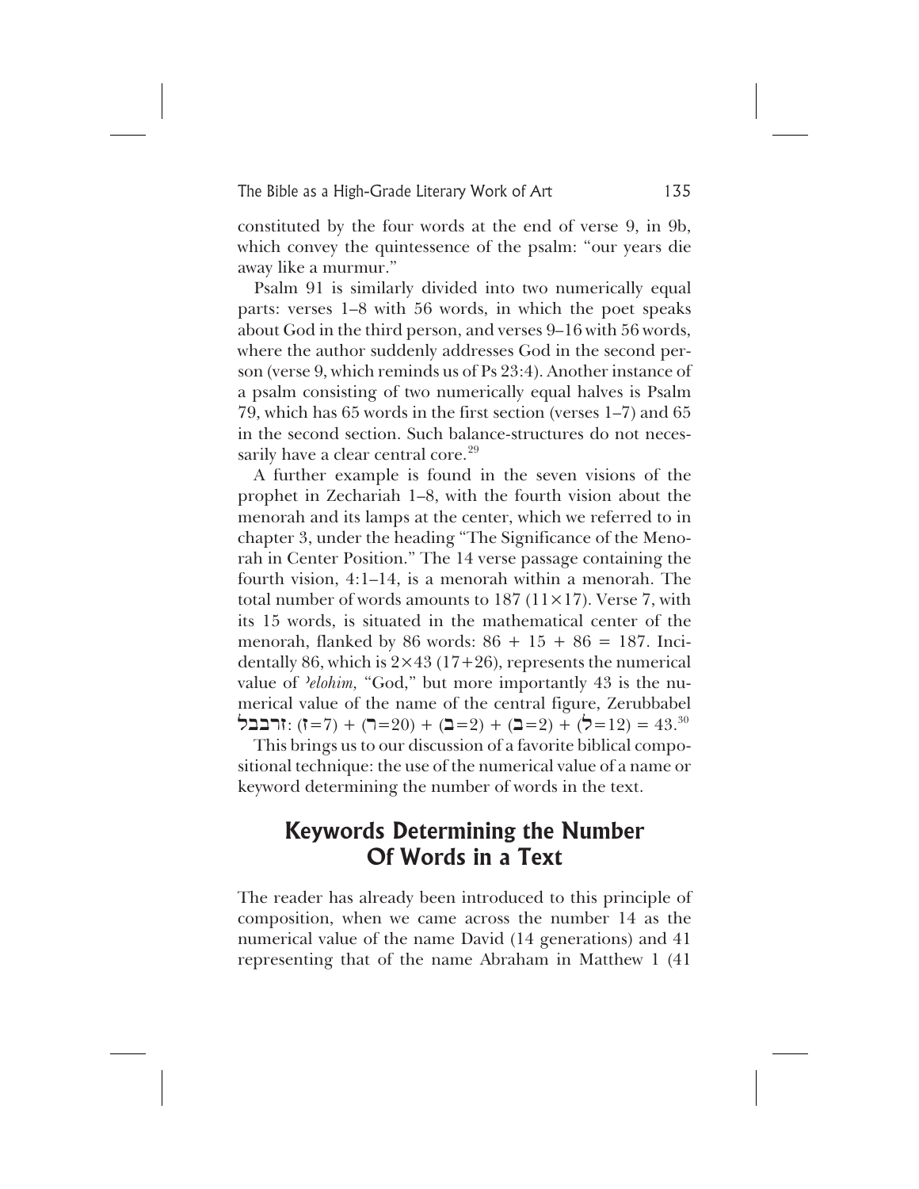constituted by the four words at the end of verse 9, in 9b, which convey the quintessence of the psalm: "our years die away like a murmur."

Psalm 91 is similarly divided into two numerically equal parts: verses 1–8 with 56 words, in which the poet speaks about God in the third person, and verses 9–16 with 56 words, where the author suddenly addresses God in the second person (verse 9, which reminds us of Ps 23:4). Another instance of a psalm consisting of two numerically equal halves is Psalm 79, which has 65 words in the first section (verses 1–7) and 65 in the second section. Such balance-structures do not necessarily have a clear central core.[29]

A further example is found in the seven visions of the prophet in Zechariah 1–8, with the fourth vision about the menorah and its lamps at the center, which we referred to in chapter 3, under the heading "The Significance of the Menorah in Center Position." The 14 verse passage containing the fourth vision, 4:1–14, is a menorah within a menorah. The total number of words amounts to 187 (11×17). Verse 7, with its 15 words, is situated in the mathematical center of the menorah, flanked by 86 words: 86 + 15 + 86 = 187. Incidentally 86, which is 2×43 (17+26), represents the numerical value of *ʾelohim,* "God," but more importantly 43 is the numerical value of the name of the central figure, Zerubbabel זרבבל: (ז=7) + (ר=20) + (ב=2) + (ב=2) + (ל=12) = 43.[30]

This brings us to our discussion of a favorite biblical compositional technique: the use of the numerical value of a name or keyword determining the number of words in the text.

## Keywords Determining the Number Of Words in a Text

The reader has already been introduced to this principle of composition, when we came across the number 14 as the numerical value of the name David (14 generations) and 41 representing that of the name Abraham in Matthew 1 (41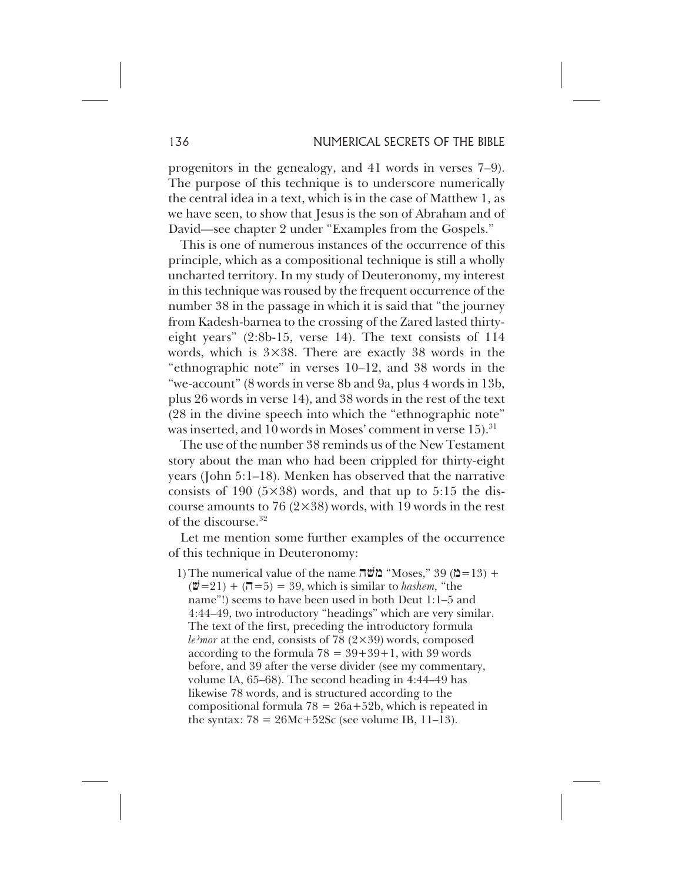progenitors in the genealogy, and 41 words in verses 7–9). The purpose of this technique is to underscore numerically the central idea in a text, which is in the case of Matthew 1, as we have seen, to show that Jesus is the son of Abraham and of David—see chapter 2 under "Examples from the Gospels."

This is one of numerous instances of the occurrence of this principle, which as a compositional technique is still a wholly uncharted territory. In my study of Deuteronomy, my interest in this technique was roused by the frequent occurrence of the number 38 in the passage in which it is said that "the journey from Kadesh-barnea to the crossing of the Zared lasted thirty-eight years" (2:8b-15, verse 14). The text consists of 114 words, which is $3\times38$. There are exactly 38 words in the "ethnographic note" in verses 10–12, and 38 words in the "we-account" (8 words in verse 8b and 9a, plus 4 words in 13b, plus 26 words in verse 14), and 38 words in the rest of the text (28 in the divine speech into which the "ethnographic note" was inserted, and 10 words in Moses' comment in verse 15).[31]

The use of the number 38 reminds us of the New Testament story about the man who had been crippled for thirty-eight years (John 5:1–18). Menken has observed that the narrative consists of 190 ($5\times38$) words, and that up to 5:15 the discourse amounts to 76 ($2\times38$) words, with 19 words in the rest of the discourse.[32]

Let me mention some further examples of the occurrence of this technique in Deuteronomy:

1) The numerical value of the name משה "Moses," 39 (מ=13) + (ש=21) + (ה=5) = 39, which is similar to *hashem*, "the name"!) seems to have been used in both Deut 1:1–5 and 4:44–49, two introductory "headings" which are very similar. The text of the first, preceding the introductory formula *le'mor* at the end, consists of 78 ($2\times39$) words, composed according to the formula $78 = 39+39+1$, with 39 words before, and 39 after the verse divider (see my commentary, volume IA, 65–68). The second heading in 4:44–49 has likewise 78 words, and is structured according to the compositional formula $78 = 26a+52b$, which is repeated in the syntax: $78 = 26Mc+52Sc$ (see volume IB, 11–13).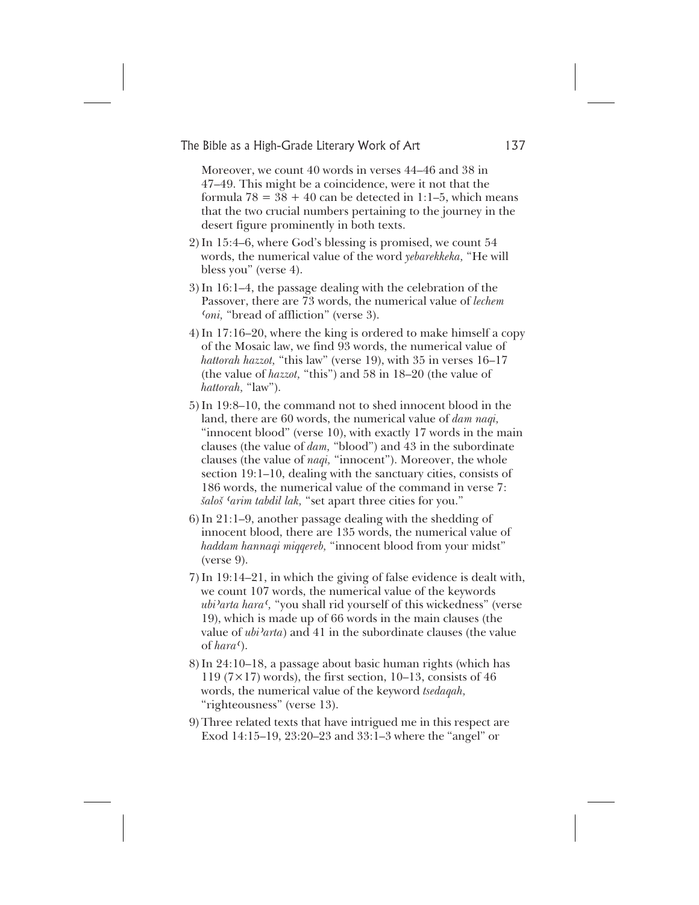Moreover, we count 40 words in verses 44–46 and 38 in 47–49. This might be a coincidence, were it not that the formula $78 = 38 + 40$ can be detected in 1:1–5, which means that the two crucial numbers pertaining to the journey in the desert figure prominently in both texts.

2) In 15:4–6, where God's blessing is promised, we count 54 words, the numerical value of the word *yebarekkeka,* "He will bless you" (verse 4).

3) In 16:1–4, the passage dealing with the celebration of the Passover, there are 73 words, the numerical value of *lechem ʿoni,* "bread of affliction" (verse 3).

4) In 17:16–20, where the king is ordered to make himself a copy of the Mosaic law, we find 93 words, the numerical value of *hattorah hazzot,* "this law" (verse 19), with 35 in verses 16–17 (the value of *hazzot,* "this") and 58 in 18–20 (the value of *hattorah,* "law").

5) In 19:8–10, the command not to shed innocent blood in the land, there are 60 words, the numerical value of *dam naqi,* "innocent blood" (verse 10), with exactly 17 words in the main clauses (the value of *dam,* "blood") and 43 in the subordinate clauses (the value of *naqi,* "innocent"). Moreover, the whole section 19:1–10, dealing with the sanctuary cities, consists of 186 words, the numerical value of the command in verse 7: *šaloš ʿarim tabdil lak,* "set apart three cities for you."

6) In 21:1–9, another passage dealing with the shedding of innocent blood, there are 135 words, the numerical value of *haddam hannaqi miqqereb,* "innocent blood from your midst" (verse 9).

7) In 19:14–21, in which the giving of false evidence is dealt with, we count 107 words, the numerical value of the keywords *ubiʾarta haraʿ,* "you shall rid yourself of this wickedness" (verse 19), which is made up of 66 words in the main clauses (the value of *ubiʾarta*) and 41 in the subordinate clauses (the value of *haraʿ*).

8) In 24:10–18, a passage about basic human rights (which has 119 ($7 \times 17$) words), the first section, 10–13, consists of 46 words, the numerical value of the keyword *tsedaqah,* "righteousness" (verse 13).

9) Three related texts that have intrigued me in this respect are Exod 14:15–19, 23:20–23 and 33:1–3 where the "angel" or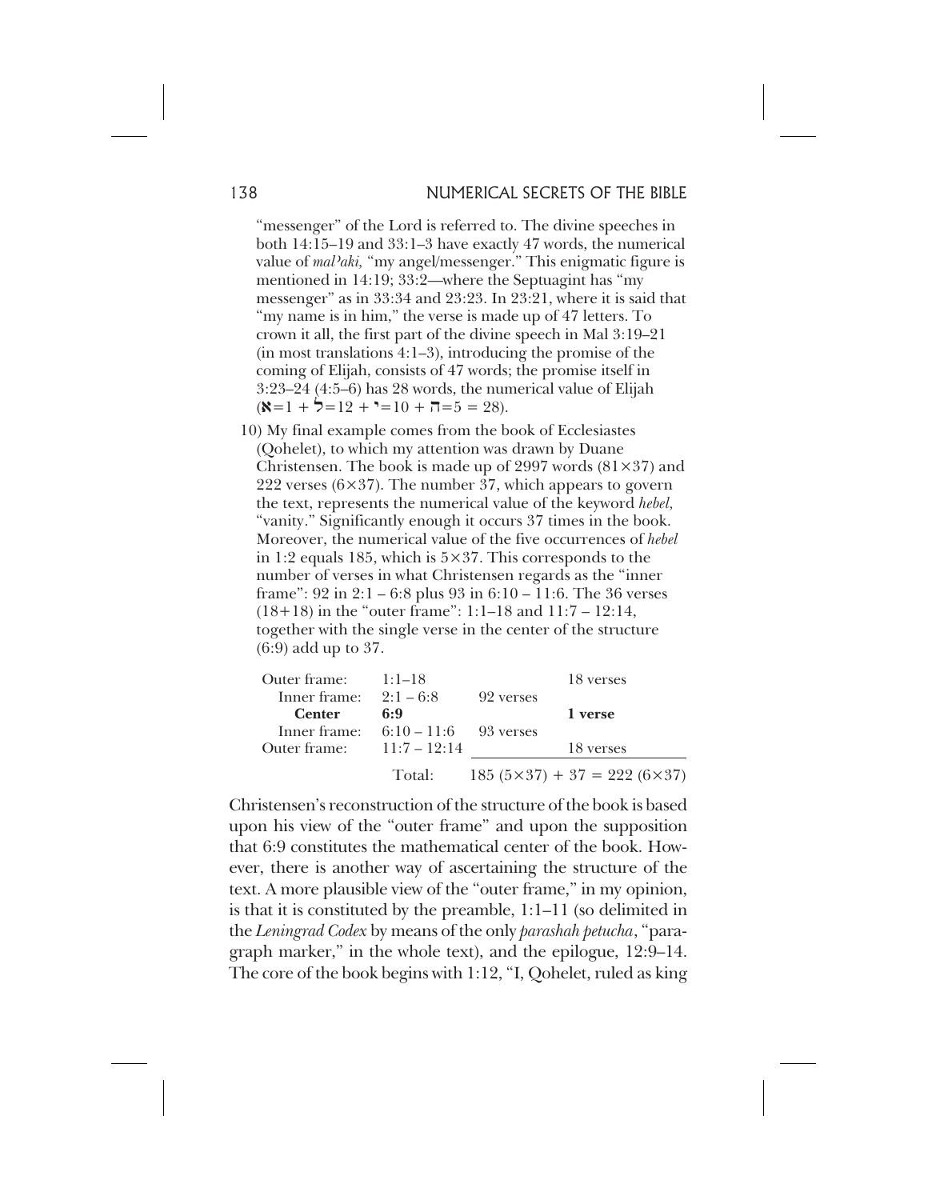"messenger" of the Lord is referred to. The divine speeches in both 14:15–19 and 33:1–3 have exactly 47 words, the numerical value of *malʾaki,* "my angel/messenger." This enigmatic figure is mentioned in 14:19; 33:2—where the Septuagint has "my messenger" as in 33:34 and 23:23. In 23:21, where it is said that "my name is in him," the verse is made up of 47 letters. To crown it all, the first part of the divine speech in Mal 3:19–21 (in most translations 4:1–3), introducing the promise of the coming of Elijah, consists of 47 words; the promise itself in 3:23–24 (4:5–6) has 28 words, the numerical value of Elijah (א=1 + ל=12 + י=10 + ה=5 = 28).

10) My final example comes from the book of Ecclesiastes (Qohelet), to which my attention was drawn by Duane Christensen. The book is made up of 2997 words (81×37) and 222 verses (6×37). The number 37, which appears to govern the text, represents the numerical value of the keyword *hebel,* "vanity." Significantly enough it occurs 37 times in the book. Moreover, the numerical value of the five occurrences of *hebel* in 1:2 equals 185, which is 5×37. This corresponds to the number of verses in what Christensen regards as the "inner frame": 92 in 2:1 – 6:8 plus 93 in 6:10 – 11:6. The 36 verses (18+18) in the "outer frame": 1:1–18 and 11:7 – 12:14, together with the single verse in the center of the structure (6:9) add up to 37.

| | | | |
|---|---|---|---|
| Outer frame: | 1:1–18 | | 18 verses |
| Inner frame: | 2:1 – 6:8 | 92 verses | |
| **Center** | **6:9** | | **1 verse** |
| Inner frame: | 6:10 – 11:6 | 93 verses | |
| Outer frame: | 11:7 – 12:14 | | 18 verses |
| | Total: | 185 (5×37) + 37 = 222 (6×37) | |

Christensen's reconstruction of the structure of the book is based upon his view of the "outer frame" and upon the supposition that 6:9 constitutes the mathematical center of the book. However, there is another way of ascertaining the structure of the text. A more plausible view of the "outer frame," in my opinion, is that it is constituted by the preamble, 1:1–11 (so delimited in the *Leningrad Codex* by means of the only *parashah petucha*, "paragraph marker," in the whole text), and the epilogue, 12:9–14. The core of the book begins with 1:12, "I, Qohelet, ruled as king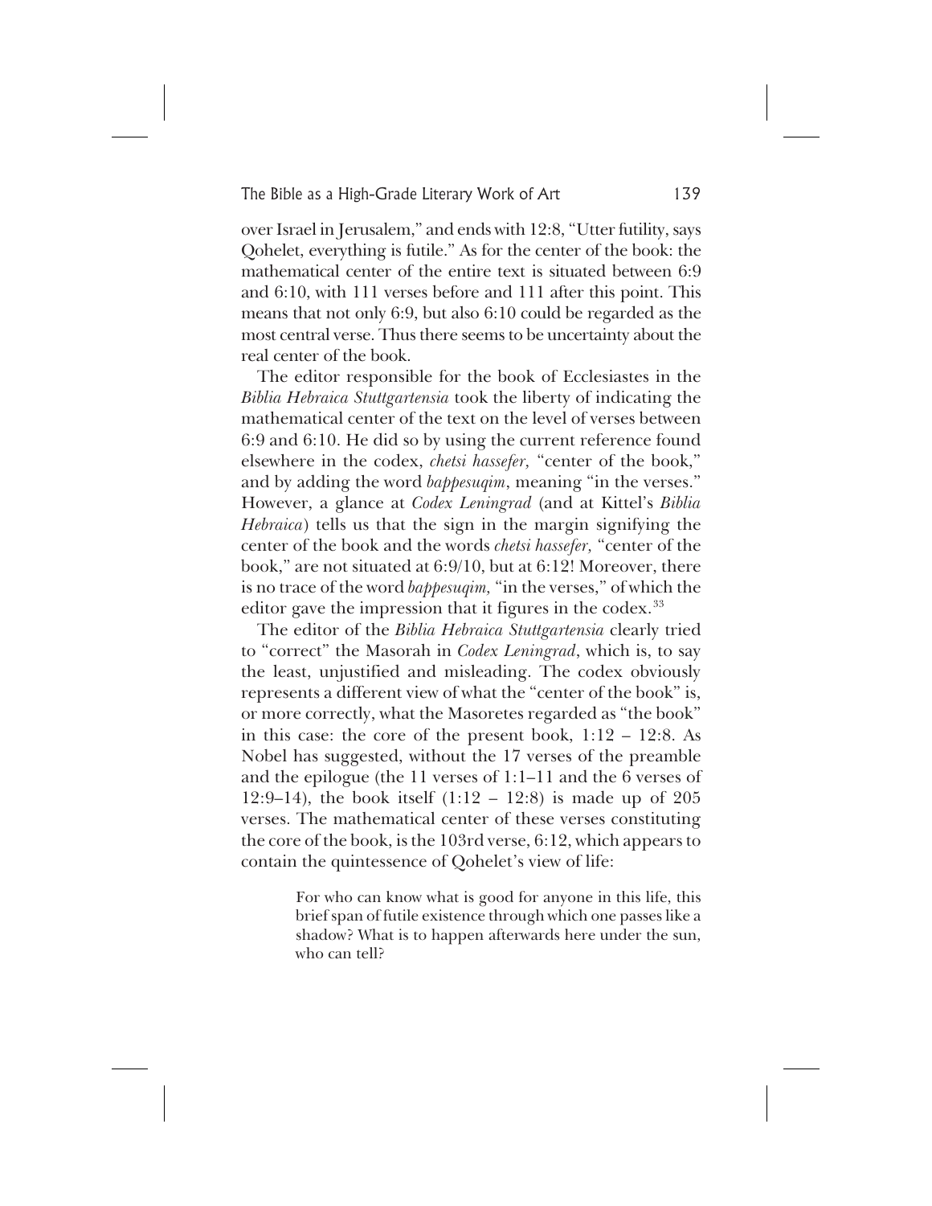over Israel in Jerusalem," and ends with 12:8, "Utter futility, says Qohelet, everything is futile." As for the center of the book: the mathematical center of the entire text is situated between 6:9 and 6:10, with 111 verses before and 111 after this point. This means that not only 6:9, but also 6:10 could be regarded as the most central verse. Thus there seems to be uncertainty about the real center of the book.

The editor responsible for the book of Ecclesiastes in the *Biblia Hebraica Stuttgartensia* took the liberty of indicating the mathematical center of the text on the level of verses between 6:9 and 6:10. He did so by using the current reference found elsewhere in the codex, *chetsi hassefer,* "center of the book," and by adding the word *bappesuqim*, meaning "in the verses." However, a glance at *Codex Leningrad* (and at Kittel's *Biblia Hebraica*) tells us that the sign in the margin signifying the center of the book and the words *chetsi hassefer,* "center of the book," are not situated at 6:9/10, but at 6:12! Moreover, there is no trace of the word *bappesuqim,* "in the verses," of which the editor gave the impression that it figures in the codex.[33]

The editor of the *Biblia Hebraica Stuttgartensia* clearly tried to "correct" the Masorah in *Codex Leningrad*, which is, to say the least, unjustified and misleading. The codex obviously represents a different view of what the "center of the book" is, or more correctly, what the Masoretes regarded as "the book" in this case: the core of the present book, 1:12 – 12:8. As Nobel has suggested, without the 17 verses of the preamble and the epilogue (the 11 verses of 1:1–11 and the 6 verses of 12:9–14), the book itself (1:12 – 12:8) is made up of 205 verses. The mathematical center of these verses constituting the core of the book, is the 103rd verse, 6:12, which appears to contain the quintessence of Qohelet's view of life:

> For who can know what is good for anyone in this life, this brief span of futile existence through which one passes like a shadow? What is to happen afterwards here under the sun, who can tell?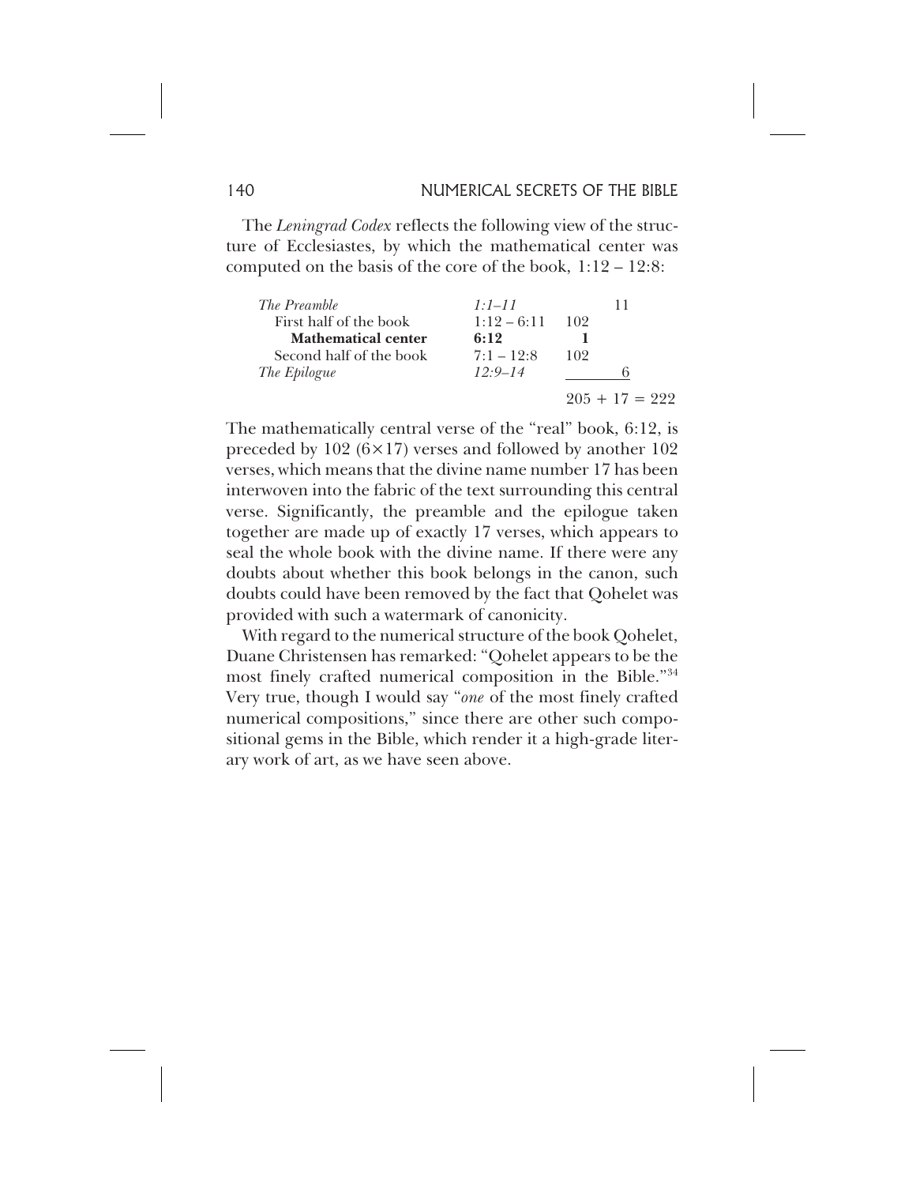The *Leningrad Codex* reflects the following view of the structure of Ecclesiastes, by which the mathematical center was computed on the basis of the core of the book, 1:12 – 12:8:

| | | | |
|---|---|---|---|
| *The Preamble* | *1:1–11* | | 11 |
| First half of the book | 1:12 – 6:11 | 102 | |
| **Mathematical center** | **6:12** | **1** | |
| Second half of the book | 7:1 – 12:8 | 102 | |
| *The Epilogue* | *12:9–14* | | 6 |
| | | 205 + | 17 = 222 |

The mathematically central verse of the "real" book, 6:12, is preceded by 102 (6×17) verses and followed by another 102 verses, which means that the divine name number 17 has been interwoven into the fabric of the text surrounding this central verse. Significantly, the preamble and the epilogue taken together are made up of exactly 17 verses, which appears to seal the whole book with the divine name. If there were any doubts about whether this book belongs in the canon, such doubts could have been removed by the fact that Qohelet was provided with such a watermark of canonicity.

With regard to the numerical structure of the book Qohelet, Duane Christensen has remarked: "Qohelet appears to be the most finely crafted numerical composition in the Bible."[34] Very true, though I would say "*one* of the most finely crafted numerical compositions," since there are other such compositional gems in the Bible, which render it a high-grade literary work of art, as we have seen above.